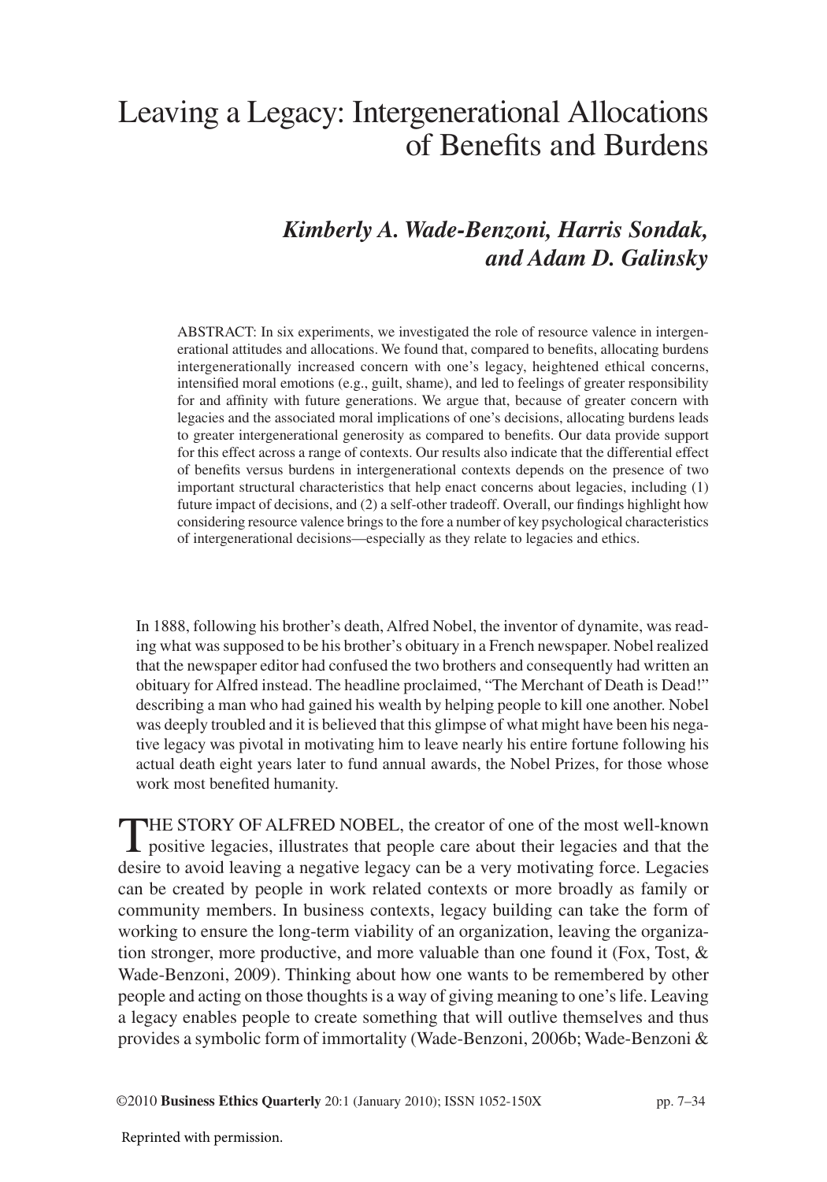# Leaving a Legacy: Intergenerational Allocations of Benefits and Burdens

## *Kimberly A. Wade-Benzoni, Harris Sondak, and Adam D. Galinsky*

ABSTRACT: In six experiments, we investigated the role of resource valence in intergenerational attitudes and allocations. We found that, compared to benefits, allocating burdens intergenerationally increased concern with one's legacy, heightened ethical concerns, intensified moral emotions (e.g., guilt, shame), and led to feelings of greater responsibility for and affinity with future generations. We argue that, because of greater concern with legacies and the associated moral implications of one's decisions, allocating burdens leads to greater intergenerational generosity as compared to benefits. Our data provide support for this effect across a range of contexts. Our results also indicate that the differential effect of benefits versus burdens in intergenerational contexts depends on the presence of two important structural characteristics that help enact concerns about legacies, including (1) future impact of decisions, and (2) a self-other tradeoff. Overall, our findings highlight how considering resource valence brings to the fore a number of key psychological characteristics of intergenerational decisions—especially as they relate to legacies and ethics.

In 1888, following his brother's death, Alfred Nobel, the inventor of dynamite, was reading what was supposed to be his brother's obituary in a French newspaper. Nobel realized that the newspaper editor had confused the two brothers and consequently had written an obituary for Alfred instead. The headline proclaimed, "The Merchant of Death is Dead!" describing a man who had gained his wealth by helping people to kill one another. Nobel was deeply troubled and it is believed that this glimpse of what might have been his negative legacy was pivotal in motivating him to leave nearly his entire fortune following his actual death eight years later to fund annual awards, the Nobel Prizes, for those whose work most benefited humanity.

THE STORY OF ALFRED NOBEL, the creator of one of the most well-known positive legacies, illustrates that people care about their legacies and that the desire to avoid leaving a negative legacy can be a very motivating force. Legacies can be created by people in work related contexts or more broadly as family or community members. In business contexts, legacy building can take the form of working to ensure the long-term viability of an organization, leaving the organization stronger, more productive, and more valuable than one found it (Fox, Tost, & Wade-Benzoni, 2009). Thinking about how one wants to be remembered by other people and acting on those thoughts is a way of giving meaning to one's life. Leaving a legacy enables people to create something that will outlive themselves and thus provides a symbolic form of immortality (Wade-Benzoni, 2006b; Wade-Benzoni &

©2010 **Business Ethics Quarterly** 20:1 (January 2010); ISSN 1052-150X pp. 7–34

Reprinted with permission.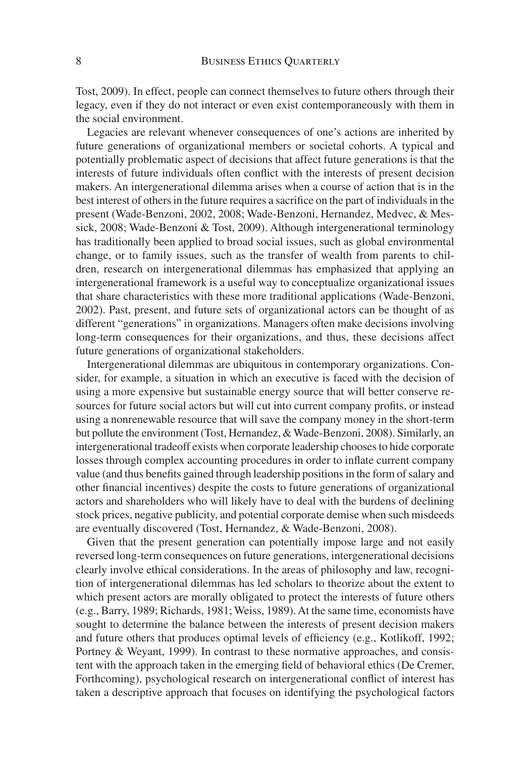Tost, 2009). In effect, people can connect themselves to future others through their legacy, even if they do not interact or even exist contemporaneously with them in the social environment.

Legacies are relevant whenever consequences of one's actions are inherited by future generations of organizational members or societal cohorts. A typical and potentially problematic aspect of decisions that affect future generations is that the interests of future individuals often conflict with the interests of present decision makers. An intergenerational dilemma arises when a course of action that is in the best interest of others in the future requires a sacrifice on the part of individuals in the present (Wade-Benzoni, 2002, 2008; Wade-Benzoni, Hernandez, Medvec, & Messick, 2008; Wade-Benzoni & Tost, 2009). Although intergenerational terminology has traditionally been applied to broad social issues, such as global environmental change, or to family issues, such as the transfer of wealth from parents to children, research on intergenerational dilemmas has emphasized that applying an intergenerational framework is a useful way to conceptualize organizational issues that share characteristics with these more traditional applications (Wade-Benzoni, 2002). Past, present, and future sets of organizational actors can be thought of as different "generations" in organizations. Managers often make decisions involving long-term consequences for their organizations, and thus, these decisions affect future generations of organizational stakeholders.

Intergenerational dilemmas are ubiquitous in contemporary organizations. Consider, for example, a situation in which an executive is faced with the decision of using a more expensive but sustainable energy source that will better conserve resources for future social actors but will cut into current company profits, or instead using a nonrenewable resource that will save the company money in the short-term but pollute the environment (Tost, Hernandez, & Wade-Benzoni, 2008). Similarly, an intergenerational tradeoff exists when corporate leadership chooses to hide corporate losses through complex accounting procedures in order to inflate current company value (and thus benefits gained through leadership positions in the form of salary and other financial incentives) despite the costs to future generations of organizational actors and shareholders who will likely have to deal with the burdens of declining stock prices, negative publicity, and potential corporate demise when such misdeeds are eventually discovered (Tost, Hernandez, & Wade-Benzoni, 2008).

Given that the present generation can potentially impose large and not easily reversed long-term consequences on future generations, intergenerational decisions clearly involve ethical considerations. In the areas of philosophy and law, recognition of intergenerational dilemmas has led scholars to theorize about the extent to which present actors are morally obligated to protect the interests of future others (e.g., Barry, 1989; Richards, 1981; Weiss, 1989). At the same time, economists have sought to determine the balance between the interests of present decision makers and future others that produces optimal levels of efficiency (e.g., Kotlikoff, 1992; Portney & Weyant, 1999). In contrast to these normative approaches, and consistent with the approach taken in the emerging field of behavioral ethics (De Cremer, Forthcoming), psychological research on intergenerational conflict of interest has taken a descriptive approach that focuses on identifying the psychological factors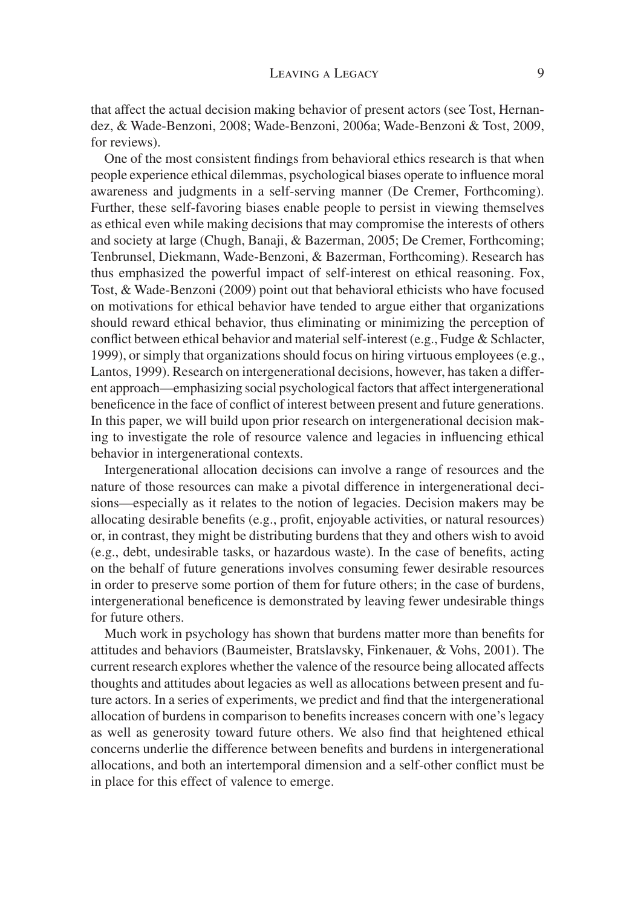that affect the actual decision making behavior of present actors (see Tost, Hernandez, & Wade-Benzoni, 2008; Wade-Benzoni, 2006a; Wade-Benzoni & Tost, 2009, for reviews).

One of the most consistent findings from behavioral ethics research is that when people experience ethical dilemmas, psychological biases operate to influence moral awareness and judgments in a self-serving manner (De Cremer, Forthcoming). Further, these self-favoring biases enable people to persist in viewing themselves as ethical even while making decisions that may compromise the interests of others and society at large (Chugh, Banaji, & Bazerman, 2005; De Cremer, Forthcoming; Tenbrunsel, Diekmann, Wade-Benzoni, & Bazerman, Forthcoming). Research has thus emphasized the powerful impact of self-interest on ethical reasoning. Fox, Tost, & Wade-Benzoni (2009) point out that behavioral ethicists who have focused on motivations for ethical behavior have tended to argue either that organizations should reward ethical behavior, thus eliminating or minimizing the perception of conflict between ethical behavior and material self-interest (e.g., Fudge & Schlacter, 1999), or simply that organizations should focus on hiring virtuous employees (e.g., Lantos, 1999). Research on intergenerational decisions, however, has taken a different approach—emphasizing social psychological factors that affect intergenerational beneficence in the face of conflict of interest between present and future generations. In this paper, we will build upon prior research on intergenerational decision making to investigate the role of resource valence and legacies in influencing ethical behavior in intergenerational contexts.

Intergenerational allocation decisions can involve a range of resources and the nature of those resources can make a pivotal difference in intergenerational decisions—especially as it relates to the notion of legacies. Decision makers may be allocating desirable benefits (e.g., profit, enjoyable activities, or natural resources) or, in contrast, they might be distributing burdens that they and others wish to avoid (e.g., debt, undesirable tasks, or hazardous waste). In the case of benefits, acting on the behalf of future generations involves consuming fewer desirable resources in order to preserve some portion of them for future others; in the case of burdens, intergenerational beneficence is demonstrated by leaving fewer undesirable things for future others.

Much work in psychology has shown that burdens matter more than benefits for attitudes and behaviors (Baumeister, Bratslavsky, Finkenauer, & Vohs, 2001). The current research explores whether the valence of the resource being allocated affects thoughts and attitudes about legacies as well as allocations between present and future actors. In a series of experiments, we predict and find that the intergenerational allocation of burdens in comparison to benefits increases concern with one's legacy as well as generosity toward future others. We also find that heightened ethical concerns underlie the difference between benefits and burdens in intergenerational allocations, and both an intertemporal dimension and a self-other conflict must be in place for this effect of valence to emerge.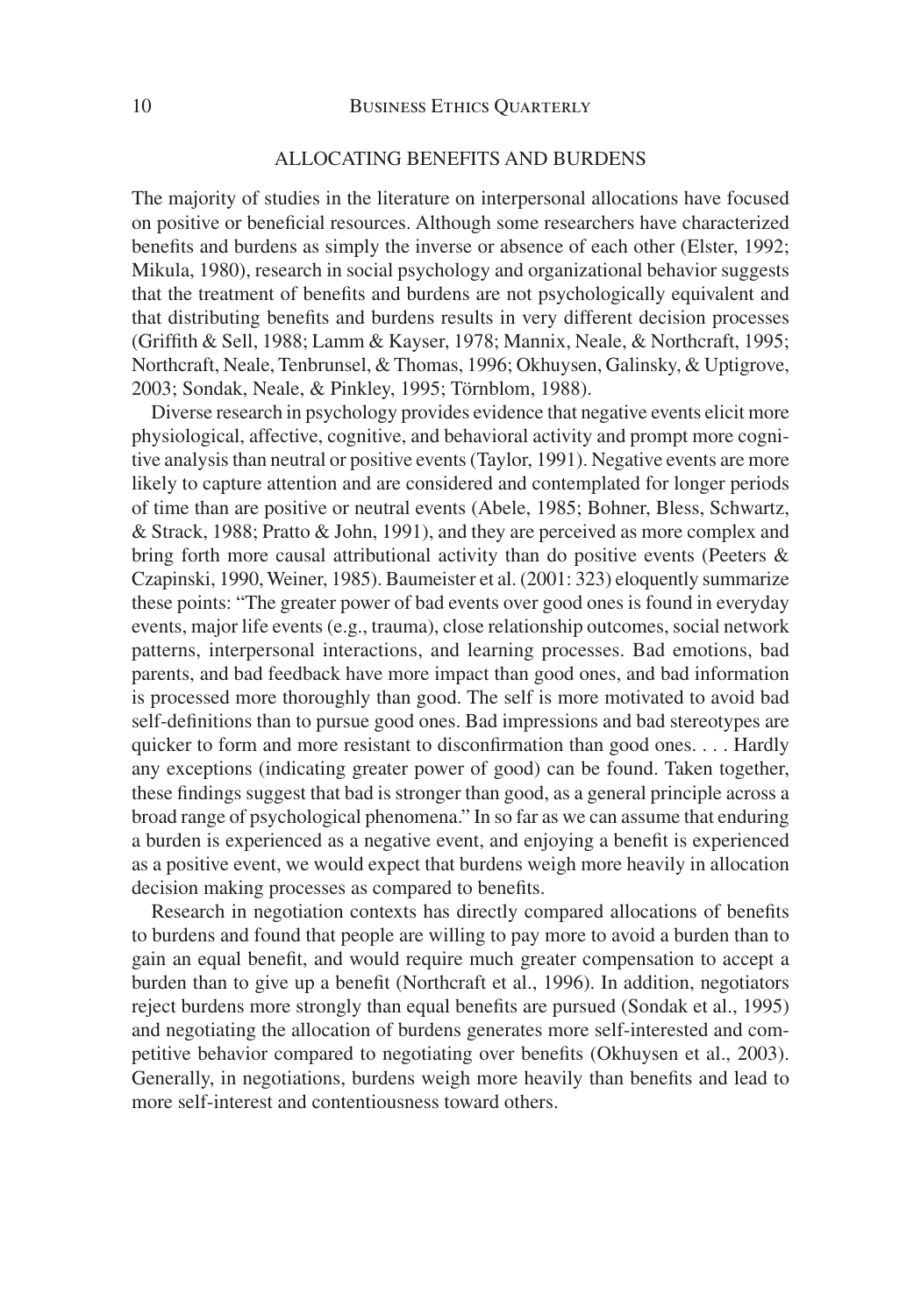## ALLOCATING BENEFITS AND BURDENS

The majority of studies in the literature on interpersonal allocations have focused on positive or beneficial resources. Although some researchers have characterized benefits and burdens as simply the inverse or absence of each other (Elster, 1992; Mikula, 1980), research in social psychology and organizational behavior suggests that the treatment of benefits and burdens are not psychologically equivalent and that distributing benefits and burdens results in very different decision processes (Griffith & Sell, 1988; Lamm & Kayser, 1978; Mannix, Neale, & Northcraft, 1995; Northcraft, Neale, Tenbrunsel, & Thomas, 1996; Okhuysen, Galinsky, & Uptigrove, 2003; Sondak, Neale, & Pinkley, 1995; Törnblom, 1988).

Diverse research in psychology provides evidence that negative events elicit more physiological, affective, cognitive, and behavioral activity and prompt more cognitive analysis than neutral or positive events (Taylor, 1991). Negative events are more likely to capture attention and are considered and contemplated for longer periods of time than are positive or neutral events (Abele, 1985; Bohner, Bless, Schwartz, & Strack, 1988; Pratto & John, 1991), and they are perceived as more complex and bring forth more causal attributional activity than do positive events (Peeters & Czapinski, 1990, Weiner, 1985). Baumeister et al. (2001: 323) eloquently summarize these points: "The greater power of bad events over good ones is found in everyday events, major life events (e.g., trauma), close relationship outcomes, social network patterns, interpersonal interactions, and learning processes. Bad emotions, bad parents, and bad feedback have more impact than good ones, and bad information is processed more thoroughly than good. The self is more motivated to avoid bad self-definitions than to pursue good ones. Bad impressions and bad stereotypes are quicker to form and more resistant to disconfirmation than good ones. . . . Hardly any exceptions (indicating greater power of good) can be found. Taken together, these findings suggest that bad is stronger than good, as a general principle across a broad range of psychological phenomena." In so far as we can assume that enduring a burden is experienced as a negative event, and enjoying a benefit is experienced as a positive event, we would expect that burdens weigh more heavily in allocation decision making processes as compared to benefits.

Research in negotiation contexts has directly compared allocations of benefits to burdens and found that people are willing to pay more to avoid a burden than to gain an equal benefit, and would require much greater compensation to accept a burden than to give up a benefit (Northcraft et al., 1996). In addition, negotiators reject burdens more strongly than equal benefits are pursued (Sondak et al., 1995) and negotiating the allocation of burdens generates more self-interested and competitive behavior compared to negotiating over benefits (Okhuysen et al., 2003). Generally, in negotiations, burdens weigh more heavily than benefits and lead to more self-interest and contentiousness toward others.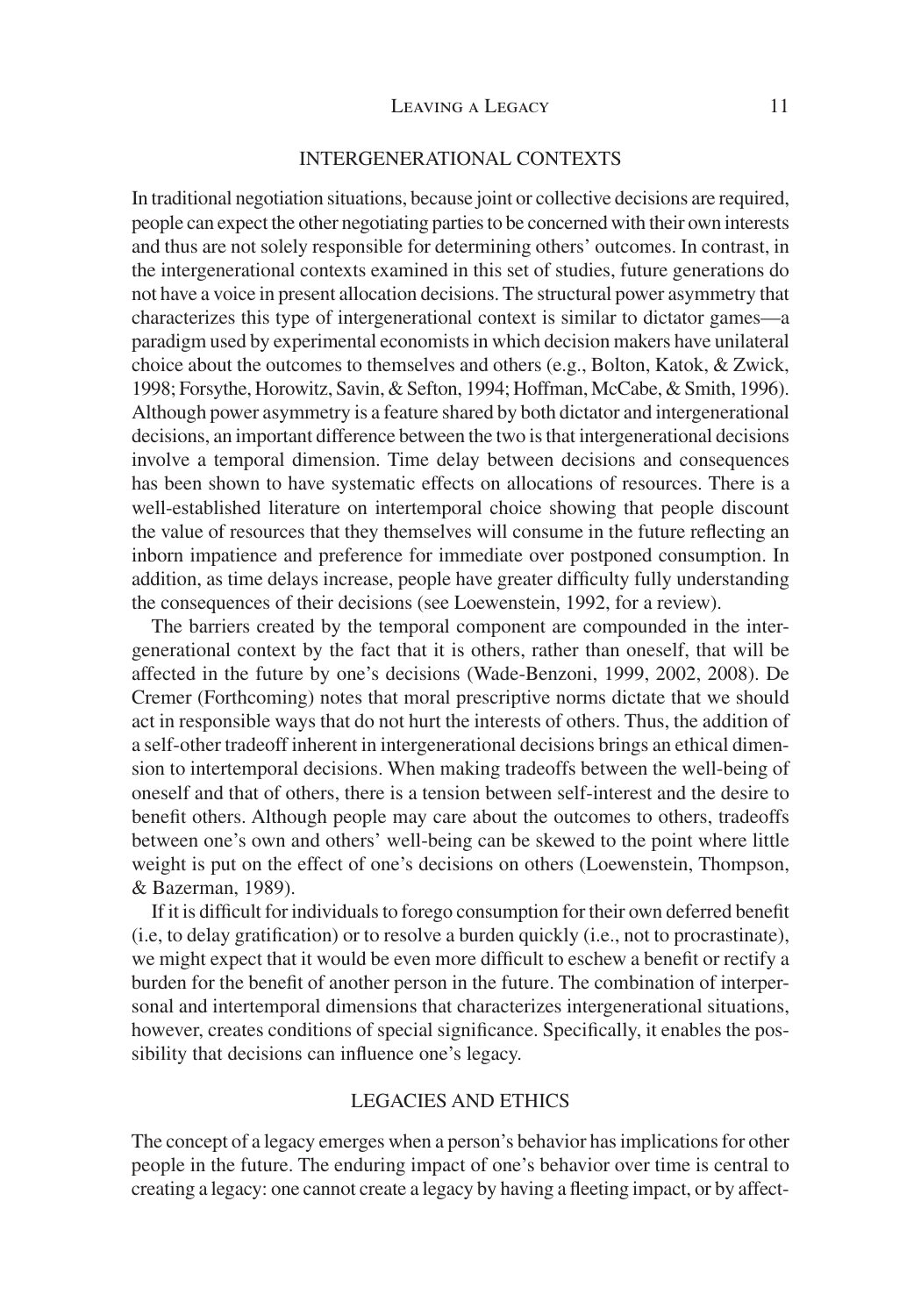## INTERGENERATIONAL CONTEXTS

In traditional negotiation situations, because joint or collective decisions are required, people can expect the other negotiating parties to be concerned with their own interests and thus are not solely responsible for determining others' outcomes. In contrast, in the intergenerational contexts examined in this set of studies, future generations do not have a voice in present allocation decisions. The structural power asymmetry that characterizes this type of intergenerational context is similar to dictator games—a paradigm used by experimental economists in which decision makers have unilateral choice about the outcomes to themselves and others (e.g., Bolton, Katok, & Zwick, 1998; Forsythe, Horowitz, Savin, & Sefton, 1994; Hoffman, McCabe, & Smith, 1996). Although power asymmetry is a feature shared by both dictator and intergenerational decisions, an important difference between the two is that intergenerational decisions involve a temporal dimension. Time delay between decisions and consequences has been shown to have systematic effects on allocations of resources. There is a well-established literature on intertemporal choice showing that people discount the value of resources that they themselves will consume in the future reflecting an inborn impatience and preference for immediate over postponed consumption. In addition, as time delays increase, people have greater difficulty fully understanding the consequences of their decisions (see Loewenstein, 1992, for a review).

The barriers created by the temporal component are compounded in the intergenerational context by the fact that it is others, rather than oneself, that will be affected in the future by one's decisions (Wade-Benzoni, 1999, 2002, 2008). De Cremer (Forthcoming) notes that moral prescriptive norms dictate that we should act in responsible ways that do not hurt the interests of others. Thus, the addition of a self-other tradeoff inherent in intergenerational decisions brings an ethical dimension to intertemporal decisions. When making tradeoffs between the well-being of oneself and that of others, there is a tension between self-interest and the desire to benefit others. Although people may care about the outcomes to others, tradeoffs between one's own and others' well-being can be skewed to the point where little weight is put on the effect of one's decisions on others (Loewenstein, Thompson, & Bazerman, 1989).

If it is difficult for individuals to forego consumption for their own deferred benefit (i.e, to delay gratification) or to resolve a burden quickly (i.e., not to procrastinate), we might expect that it would be even more difficult to eschew a benefit or rectify a burden for the benefit of another person in the future. The combination of interpersonal and intertemporal dimensions that characterizes intergenerational situations, however, creates conditions of special significance. Specifically, it enables the possibility that decisions can influence one's legacy.

## LEGACIES AND ETHICS

The concept of a legacy emerges when a person's behavior has implications for other people in the future. The enduring impact of one's behavior over time is central to creating a legacy: one cannot create a legacy by having a fleeting impact, or by affect-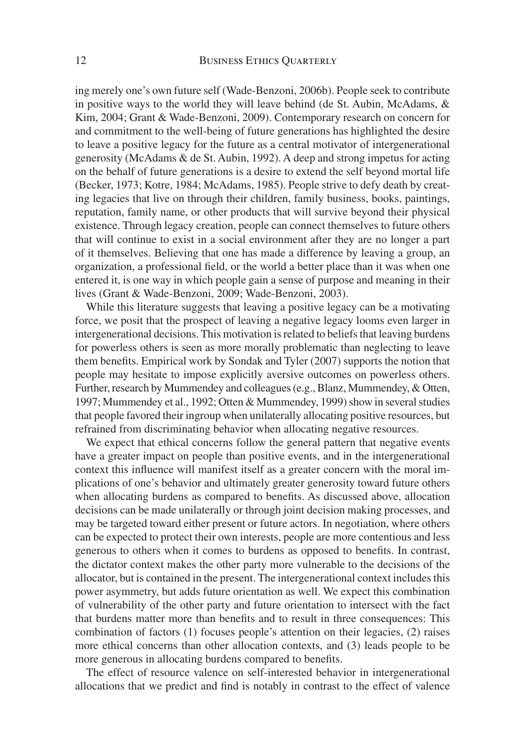ing merely one's own future self (Wade-Benzoni, 2006b). People seek to contribute in positive ways to the world they will leave behind (de St. Aubin, McAdams, & Kim, 2004; Grant & Wade-Benzoni, 2009). Contemporary research on concern for and commitment to the well-being of future generations has highlighted the desire to leave a positive legacy for the future as a central motivator of intergenerational generosity (McAdams & de St. Aubin, 1992). A deep and strong impetus for acting on the behalf of future generations is a desire to extend the self beyond mortal life (Becker, 1973; Kotre, 1984; McAdams, 1985). People strive to defy death by creating legacies that live on through their children, family business, books, paintings, reputation, family name, or other products that will survive beyond their physical existence. Through legacy creation, people can connect themselves to future others that will continue to exist in a social environment after they are no longer a part of it themselves. Believing that one has made a difference by leaving a group, an organization, a professional field, or the world a better place than it was when one entered it, is one way in which people gain a sense of purpose and meaning in their lives (Grant & Wade-Benzoni, 2009; Wade-Benzoni, 2003).

While this literature suggests that leaving a positive legacy can be a motivating force, we posit that the prospect of leaving a negative legacy looms even larger in intergenerational decisions. This motivation is related to beliefs that leaving burdens for powerless others is seen as more morally problematic than neglecting to leave them benefits. Empirical work by Sondak and Tyler (2007) supports the notion that people may hesitate to impose explicitly aversive outcomes on powerless others. Further, research by Mummendey and colleagues (e.g., Blanz, Mummendey, & Otten, 1997; Mummendey et al., 1992; Otten & Mummendey, 1999) show in several studies that people favored their ingroup when unilaterally allocating positive resources, but refrained from discriminating behavior when allocating negative resources.

We expect that ethical concerns follow the general pattern that negative events have a greater impact on people than positive events, and in the intergenerational context this influence will manifest itself as a greater concern with the moral implications of one's behavior and ultimately greater generosity toward future others when allocating burdens as compared to benefits. As discussed above, allocation decisions can be made unilaterally or through joint decision making processes, and may be targeted toward either present or future actors. In negotiation, where others can be expected to protect their own interests, people are more contentious and less generous to others when it comes to burdens as opposed to benefits. In contrast, the dictator context makes the other party more vulnerable to the decisions of the allocator, but is contained in the present. The intergenerational context includes this power asymmetry, but adds future orientation as well. We expect this combination of vulnerability of the other party and future orientation to intersect with the fact that burdens matter more than benefits and to result in three consequences: This combination of factors (1) focuses people's attention on their legacies, (2) raises more ethical concerns than other allocation contexts, and (3) leads people to be more generous in allocating burdens compared to benefits.

The effect of resource valence on self-interested behavior in intergenerational allocations that we predict and find is notably in contrast to the effect of valence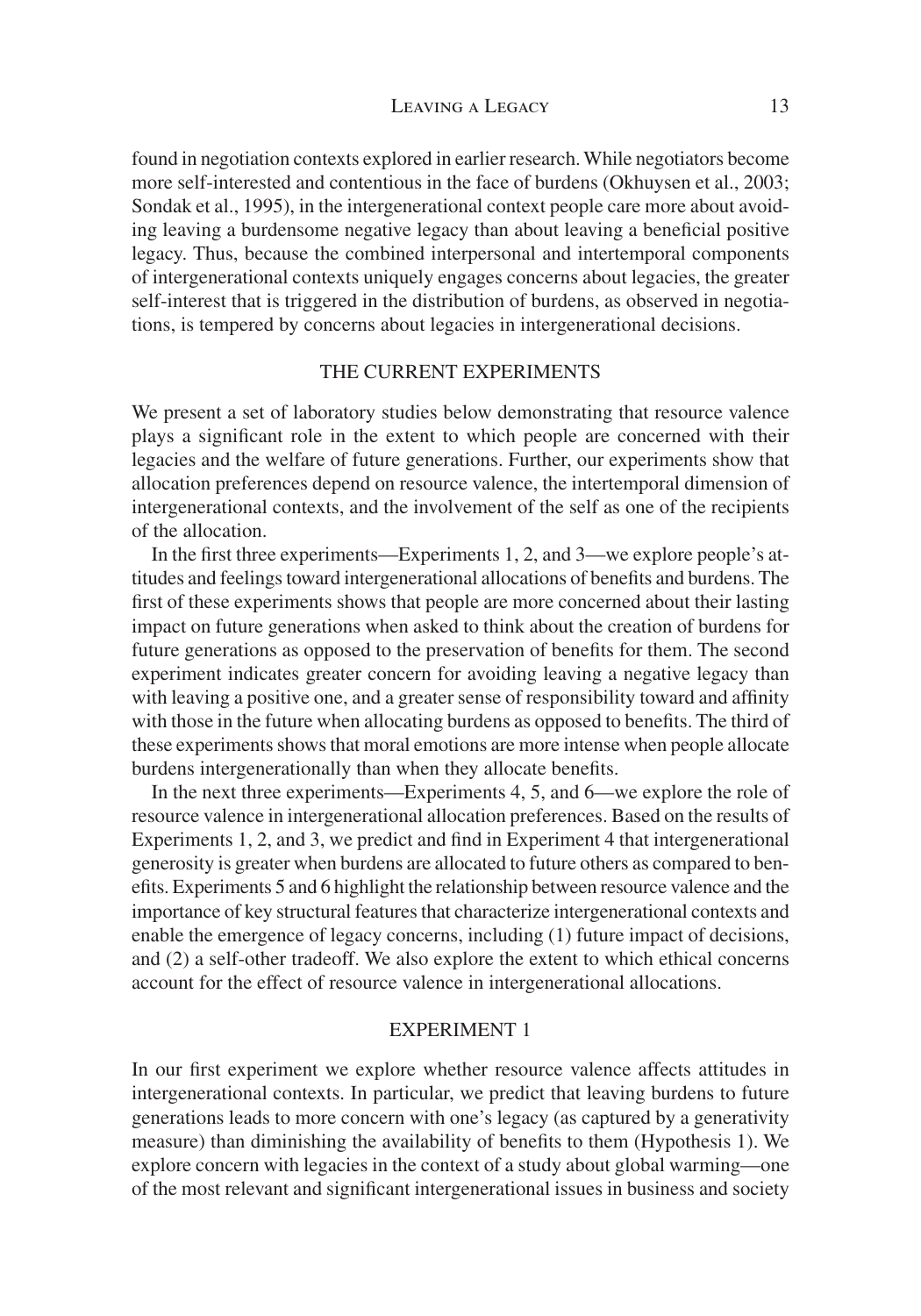found in negotiation contexts explored in earlier research. While negotiators become more self-interested and contentious in the face of burdens (Okhuysen et al., 2003; Sondak et al., 1995), in the intergenerational context people care more about avoiding leaving a burdensome negative legacy than about leaving a beneficial positive legacy. Thus, because the combined interpersonal and intertemporal components of intergenerational contexts uniquely engages concerns about legacies, the greater self-interest that is triggered in the distribution of burdens, as observed in negotiations, is tempered by concerns about legacies in intergenerational decisions.

## THE CURRENT EXPERIMENTS

We present a set of laboratory studies below demonstrating that resource valence plays a significant role in the extent to which people are concerned with their legacies and the welfare of future generations. Further, our experiments show that allocation preferences depend on resource valence, the intertemporal dimension of intergenerational contexts, and the involvement of the self as one of the recipients of the allocation.

In the first three experiments—Experiments 1, 2, and 3—we explore people's attitudes and feelings toward intergenerational allocations of benefits and burdens. The first of these experiments shows that people are more concerned about their lasting impact on future generations when asked to think about the creation of burdens for future generations as opposed to the preservation of benefits for them. The second experiment indicates greater concern for avoiding leaving a negative legacy than with leaving a positive one, and a greater sense of responsibility toward and affinity with those in the future when allocating burdens as opposed to benefits. The third of these experiments shows that moral emotions are more intense when people allocate burdens intergenerationally than when they allocate benefits.

In the next three experiments—Experiments 4, 5, and 6—we explore the role of resource valence in intergenerational allocation preferences. Based on the results of Experiments 1, 2, and 3, we predict and find in Experiment 4 that intergenerational generosity is greater when burdens are allocated to future others as compared to benefits. Experiments 5 and 6 highlight the relationship between resource valence and the importance of key structural features that characterize intergenerational contexts and enable the emergence of legacy concerns, including (1) future impact of decisions, and (2) a self-other tradeoff. We also explore the extent to which ethical concerns account for the effect of resource valence in intergenerational allocations.

## EXPERIMENT 1

In our first experiment we explore whether resource valence affects attitudes in intergenerational contexts. In particular, we predict that leaving burdens to future generations leads to more concern with one's legacy (as captured by a generativity measure) than diminishing the availability of benefits to them (Hypothesis 1). We explore concern with legacies in the context of a study about global warming—one of the most relevant and significant intergenerational issues in business and society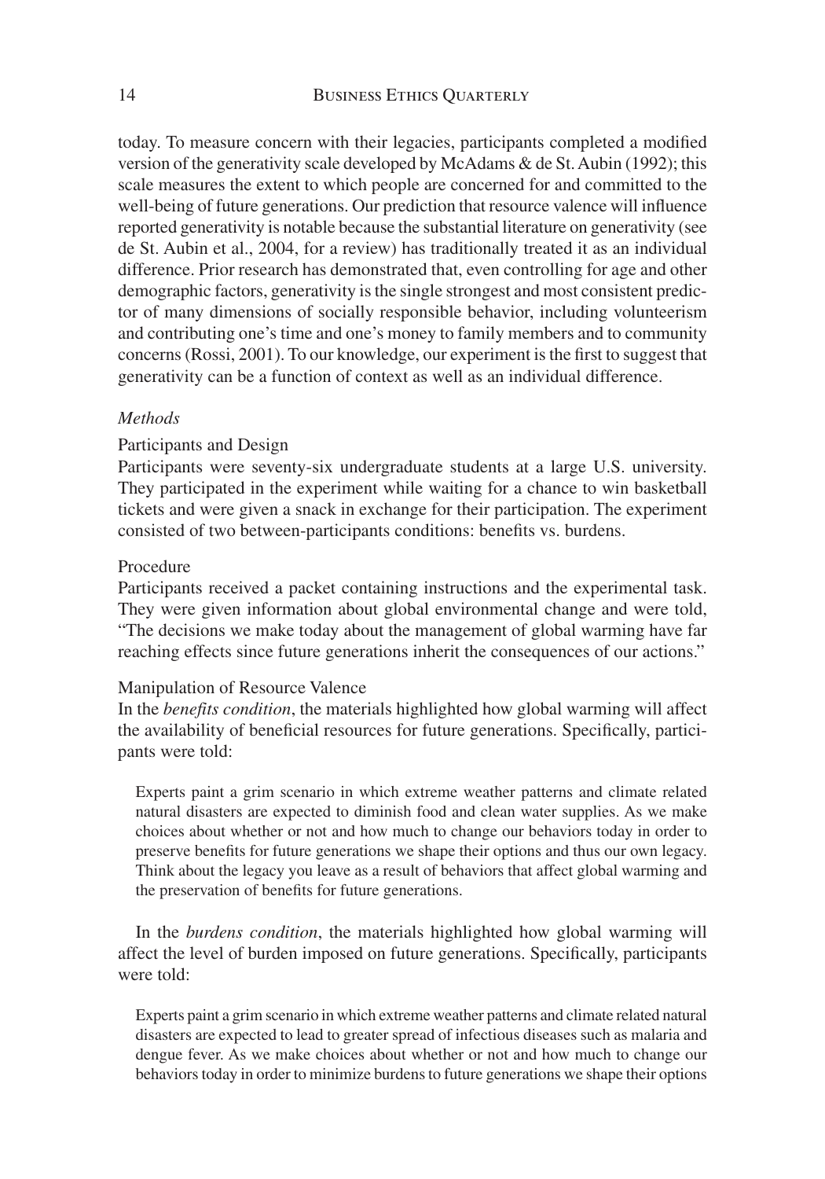today. To measure concern with their legacies, participants completed a modified version of the generativity scale developed by McAdams & de St. Aubin (1992); this scale measures the extent to which people are concerned for and committed to the well-being of future generations. Our prediction that resource valence will influence reported generativity is notable because the substantial literature on generativity (see de St. Aubin et al., 2004, for a review) has traditionally treated it as an individual difference. Prior research has demonstrated that, even controlling for age and other demographic factors, generativity is the single strongest and most consistent predictor of many dimensions of socially responsible behavior, including volunteerism and contributing one's time and one's money to family members and to community concerns (Rossi, 2001). To our knowledge, our experiment is the first to suggest that generativity can be a function of context as well as an individual difference.

### *Methods*

#### Participants and Design

Participants were seventy-six undergraduate students at a large U.S. university. They participated in the experiment while waiting for a chance to win basketball tickets and were given a snack in exchange for their participation. The experiment consisted of two between-participants conditions: benefits vs. burdens.

#### Procedure

Participants received a packet containing instructions and the experimental task. They were given information about global environmental change and were told, "The decisions we make today about the management of global warming have far reaching effects since future generations inherit the consequences of our actions."

#### Manipulation of Resource Valence

In the *benefits condition*, the materials highlighted how global warming will affect the availability of beneficial resources for future generations. Specifically, participants were told:

> Experts paint a grim scenario in which extreme weather patterns and climate related natural disasters are expected to diminish food and clean water supplies. As we make choices about whether or not and how much to change our behaviors today in order to preserve benefits for future generations we shape their options and thus our own legacy. Think about the legacy you leave as a result of behaviors that affect global warming and the preservation of benefits for future generations.

In the *burdens condition*, the materials highlighted how global warming will affect the level of burden imposed on future generations. Specifically, participants were told:

> Experts paint a grim scenario in which extreme weather patterns and climate related natural disasters are expected to lead to greater spread of infectious diseases such as malaria and dengue fever. As we make choices about whether or not and how much to change our behaviors today in order to minimize burdens to future generations we shape their options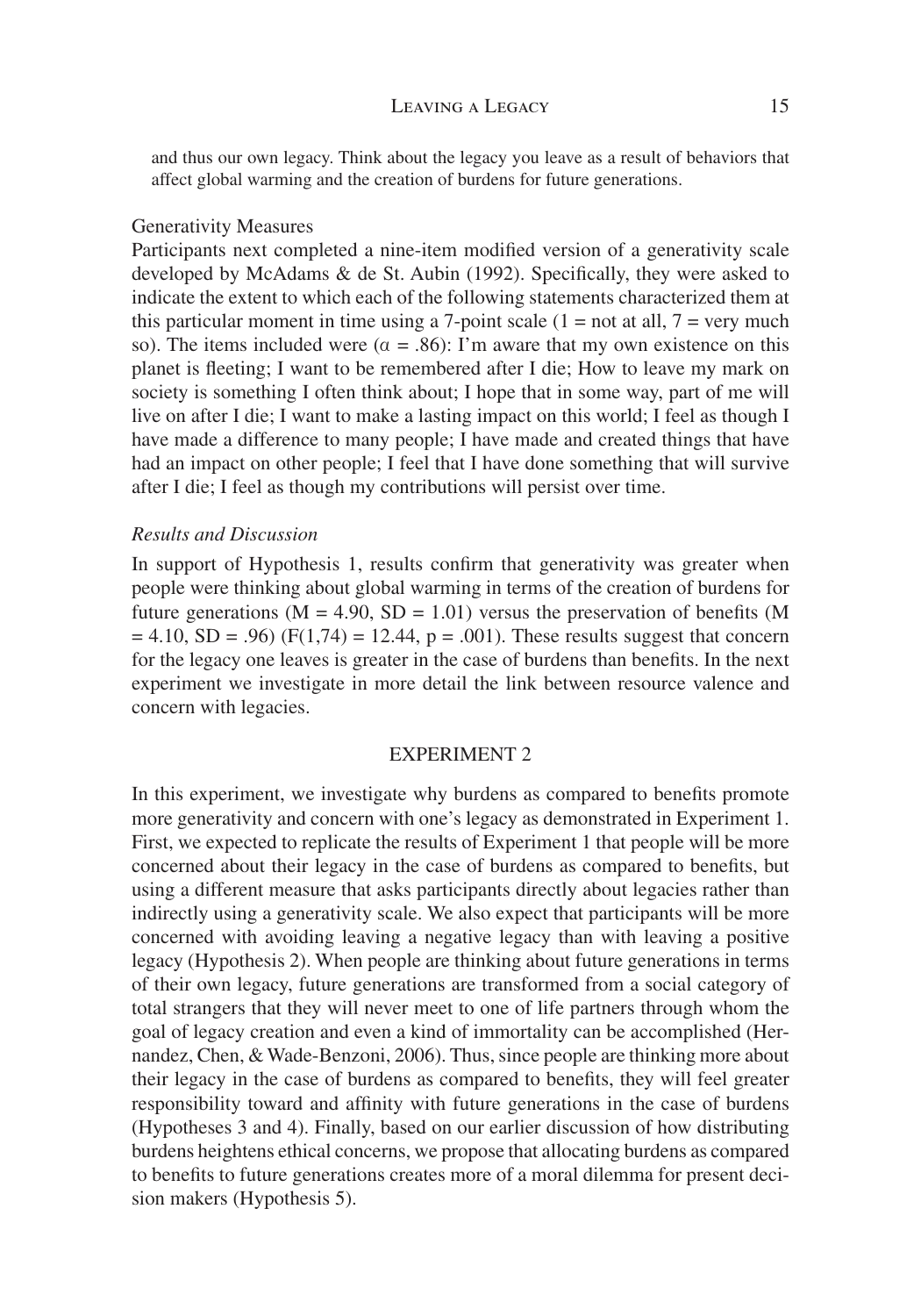and thus our own legacy. Think about the legacy you leave as a result of behaviors that affect global warming and the creation of burdens for future generations.

Generativity Measures

Participants next completed a nine-item modified version of a generativity scale developed by McAdams & de St. Aubin (1992). Specifically, they were asked to indicate the extent to which each of the following statements characterized them at this particular moment in time using a 7-point scale (1 = not at all, 7 = very much so). The items included were ($\alpha = .86$): I'm aware that my own existence on this planet is fleeting; I want to be remembered after I die; How to leave my mark on society is something I often think about; I hope that in some way, part of me will live on after I die; I want to make a lasting impact on this world; I feel as though I have made a difference to many people; I have made and created things that have had an impact on other people; I feel that I have done something that will survive after I die; I feel as though my contributions will persist over time.

*Results and Discussion*

In support of Hypothesis 1, results confirm that generativity was greater when people were thinking about global warming in terms of the creation of burdens for future generations ($M = 4.90$, $SD = 1.01$) versus the preservation of benefits ($M = 4.10$, $SD = .96$) ($F(1,74) = 12.44$, $p = .001$). These results suggest that concern for the legacy one leaves is greater in the case of burdens than benefits. In the next experiment we investigate in more detail the link between resource valence and concern with legacies.

## EXPERIMENT 2

In this experiment, we investigate why burdens as compared to benefits promote more generativity and concern with one's legacy as demonstrated in Experiment 1. First, we expected to replicate the results of Experiment 1 that people will be more concerned about their legacy in the case of burdens as compared to benefits, but using a different measure that asks participants directly about legacies rather than indirectly using a generativity scale. We also expect that participants will be more concerned with avoiding leaving a negative legacy than with leaving a positive legacy (Hypothesis 2). When people are thinking about future generations in terms of their own legacy, future generations are transformed from a social category of total strangers that they will never meet to one of life partners through whom the goal of legacy creation and even a kind of immortality can be accomplished (Hernandez, Chen, & Wade-Benzoni, 2006). Thus, since people are thinking more about their legacy in the case of burdens as compared to benefits, they will feel greater responsibility toward and affinity with future generations in the case of burdens (Hypotheses 3 and 4). Finally, based on our earlier discussion of how distributing burdens heightens ethical concerns, we propose that allocating burdens as compared to benefits to future generations creates more of a moral dilemma for present decision makers (Hypothesis 5).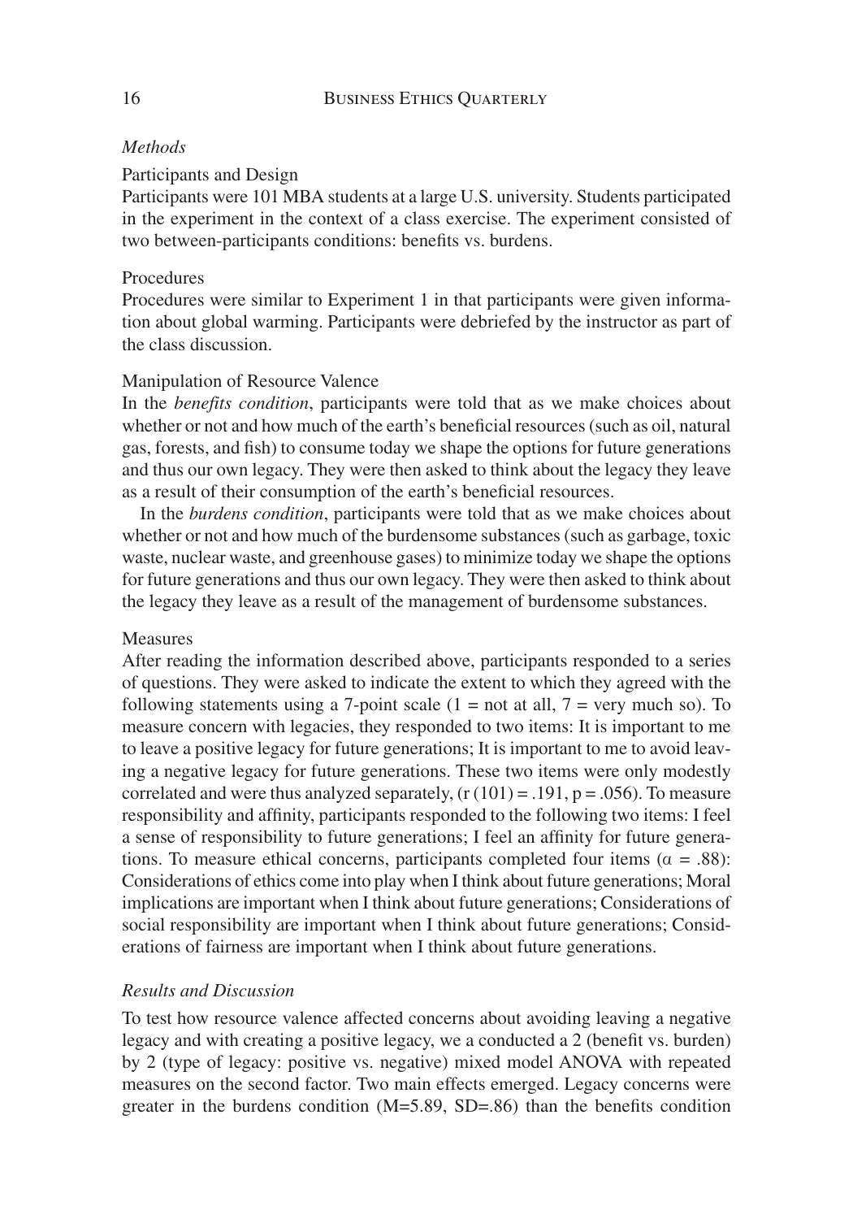### *Methods*

#### Participants and Design

Participants were 101 MBA students at a large U.S. university. Students participated in the experiment in the context of a class exercise. The experiment consisted of two between-participants conditions: benefits vs. burdens.

#### Procedures

Procedures were similar to Experiment 1 in that participants were given information about global warming. Participants were debriefed by the instructor as part of the class discussion.

#### Manipulation of Resource Valence

In the *benefits condition*, participants were told that as we make choices about whether or not and how much of the earth's beneficial resources (such as oil, natural gas, forests, and fish) to consume today we shape the options for future generations and thus our own legacy. They were then asked to think about the legacy they leave as a result of their consumption of the earth's beneficial resources.

In the *burdens condition*, participants were told that as we make choices about whether or not and how much of the burdensome substances (such as garbage, toxic waste, nuclear waste, and greenhouse gases) to minimize today we shape the options for future generations and thus our own legacy. They were then asked to think about the legacy they leave as a result of the management of burdensome substances.

#### Measures

After reading the information described above, participants responded to a series of questions. They were asked to indicate the extent to which they agreed with the following statements using a 7-point scale (1 = not at all, 7 = very much so). To measure concern with legacies, they responded to two items: It is important to me to leave a positive legacy for future generations; It is important to me to avoid leaving a negative legacy for future generations. These two items were only modestly correlated and were thus analyzed separately, ($r(101) = .191$, $p = .056$). To measure responsibility and affinity, participants responded to the following two items: I feel a sense of responsibility to future generations; I feel an affinity for future generations. To measure ethical concerns, participants completed four items ($\alpha = .88$): Considerations of ethics come into play when I think about future generations; Moral implications are important when I think about future generations; Considerations of social responsibility are important when I think about future generations; Considerations of fairness are important when I think about future generations.

### *Results and Discussion*

To test how resource valence affected concerns about avoiding leaving a negative legacy and with creating a positive legacy, we conducted a 2 (benefit vs. burden) by 2 (type of legacy: positive vs. negative) mixed model ANOVA with repeated measures on the second factor. Two main effects emerged. Legacy concerns were greater in the burdens condition ($M=5.89$, $SD=.86$) than the benefits condition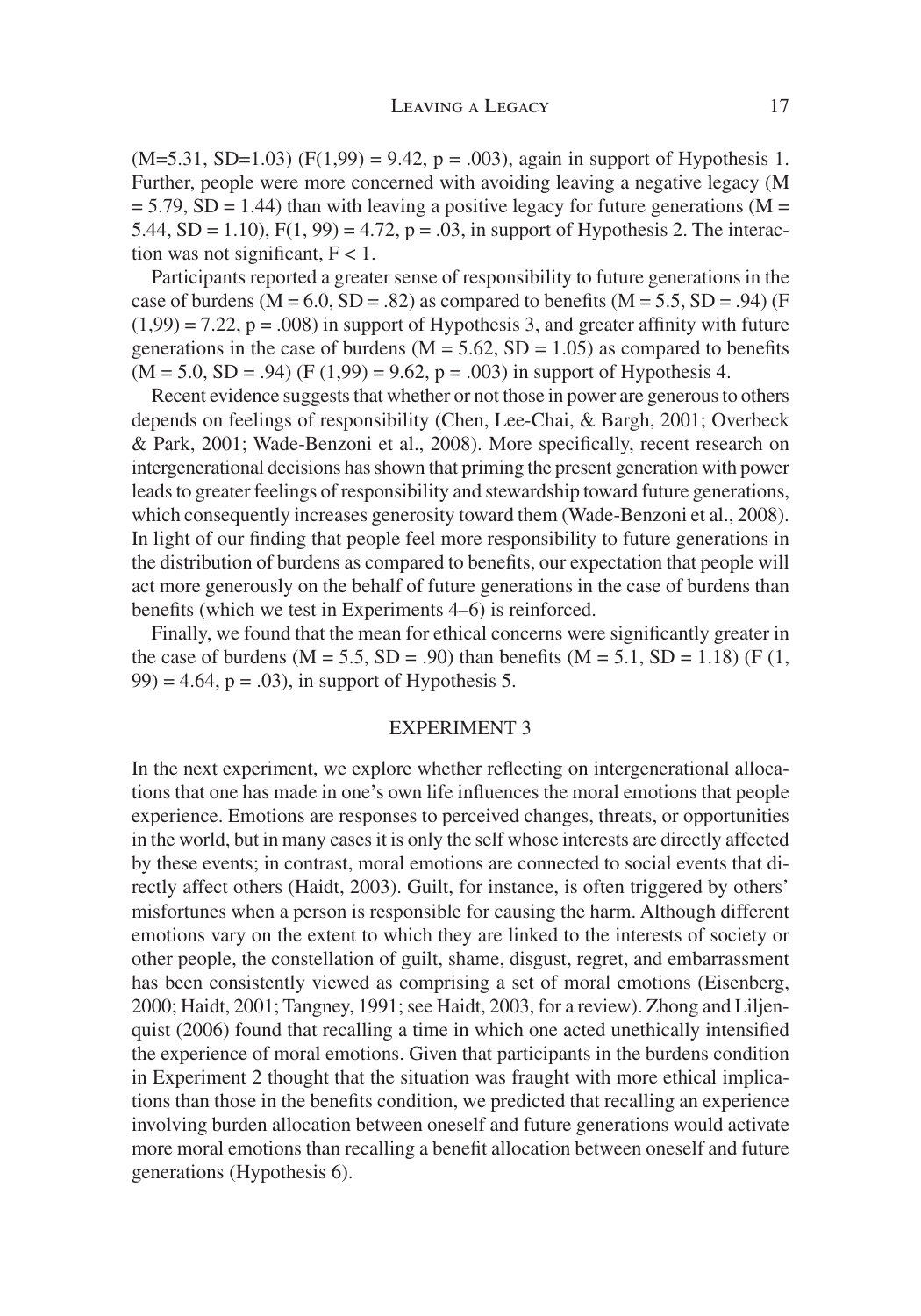($M=5.31$, $SD=1.03$) ($F(1,99) = 9.42$, $p = .003$), again in support of Hypothesis 1. Further, people were more concerned with avoiding leaving a negative legacy ($M = 5.79$, $SD = 1.44$) than with leaving a positive legacy for future generations ($M = 5.44$, $SD = 1.10$), $F(1, 99) = 4.72$, $p = .03$, in support of Hypothesis 2. The interaction was not significant, $F < 1$.

Participants reported a greater sense of responsibility to future generations in the case of burdens ($M = 6.0$, $SD = .82$) as compared to benefits ($M = 5.5$, $SD = .94$) ($F(1,99) = 7.22$, $p = .008$) in support of Hypothesis 3, and greater affinity with future generations in the case of burdens ($M = 5.62$, $SD = 1.05$) as compared to benefits ($M = 5.0$, $SD = .94$) ($F(1,99) = 9.62$, $p = .003$) in support of Hypothesis 4.

Recent evidence suggests that whether or not those in power are generous to others depends on feelings of responsibility (Chen, Lee-Chai, & Bargh, 2001; Overbeck & Park, 2001; Wade-Benzoni et al., 2008). More specifically, recent research on intergenerational decisions has shown that priming the present generation with power leads to greater feelings of responsibility and stewardship toward future generations, which consequently increases generosity toward them (Wade-Benzoni et al., 2008). In light of our finding that people feel more responsibility to future generations in the distribution of burdens as compared to benefits, our expectation that people will act more generously on the behalf of future generations in the case of burdens than benefits (which we test in Experiments 4–6) is reinforced.

Finally, we found that the mean for ethical concerns were significantly greater in the case of burdens ($M = 5.5$, $SD = .90$) than benefits ($M = 5.1$, $SD = 1.18$) ($F(1, 99) = 4.64$, $p = .03$), in support of Hypothesis 5.

## EXPERIMENT 3

In the next experiment, we explore whether reflecting on intergenerational allocations that one has made in one's own life influences the moral emotions that people experience. Emotions are responses to perceived changes, threats, or opportunities in the world, but in many cases it is only the self whose interests are directly affected by these events; in contrast, moral emotions are connected to social events that directly affect others (Haidt, 2003). Guilt, for instance, is often triggered by others' misfortunes when a person is responsible for causing the harm. Although different emotions vary on the extent to which they are linked to the interests of society or other people, the constellation of guilt, shame, disgust, regret, and embarrassment has been consistently viewed as comprising a set of moral emotions (Eisenberg, 2000; Haidt, 2001; Tangney, 1991; see Haidt, 2003, for a review). Zhong and Liljenquist (2006) found that recalling a time in which one acted unethically intensified the experience of moral emotions. Given that participants in the burdens condition in Experiment 2 thought that the situation was fraught with more ethical implications than those in the benefits condition, we predicted that recalling an experience involving burden allocation between oneself and future generations would activate more moral emotions than recalling a benefit allocation between oneself and future generations (Hypothesis 6).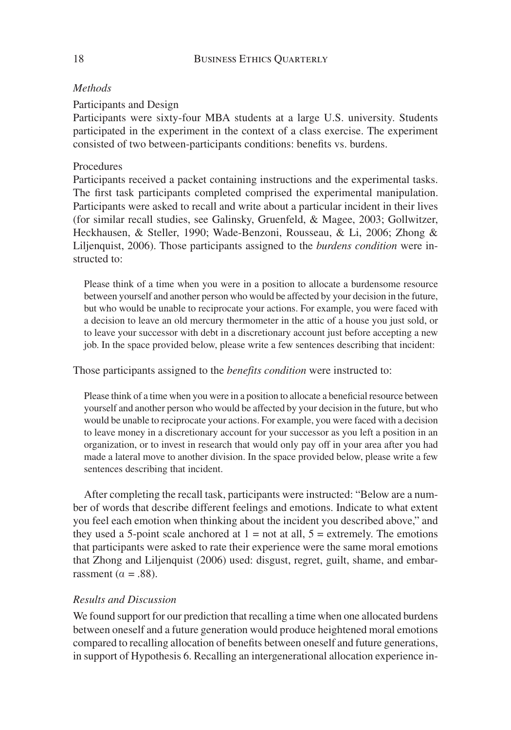*Methods*

Participants and Design

Participants were sixty-four MBA students at a large U.S. university. Students participated in the experiment in the context of a class exercise. The experiment consisted of two between-participants conditions: benefits vs. burdens.

Procedures

Participants received a packet containing instructions and the experimental tasks. The first task participants completed comprised the experimental manipulation. Participants were asked to recall and write about a particular incident in their lives (for similar recall studies, see Galinsky, Gruenfeld, & Magee, 2003; Gollwitzer, Heckhausen, & Steller, 1990; Wade-Benzoni, Rousseau, & Li, 2006; Zhong & Liljenquist, 2006). Those participants assigned to the *burdens condition* were instructed to:

> Please think of a time when you were in a position to allocate a burdensome resource between yourself and another person who would be affected by your decision in the future, but who would be unable to reciprocate your actions. For example, you were faced with a decision to leave an old mercury thermometer in the attic of a house you just sold, or to leave your successor with debt in a discretionary account just before accepting a new job. In the space provided below, please write a few sentences describing that incident:

Those participants assigned to the *benefits condition* were instructed to:

> Please think of a time when you were in a position to allocate a beneficial resource between yourself and another person who would be affected by your decision in the future, but who would be unable to reciprocate your actions. For example, you were faced with a decision to leave money in a discretionary account for your successor as you left a position in an organization, or to invest in research that would only pay off in your area after you had made a lateral move to another division. In the space provided below, please write a few sentences describing that incident.

After completing the recall task, participants were instructed: "Below are a number of words that describe different feelings and emotions. Indicate to what extent you feel each emotion when thinking about the incident you described above," and they used a 5-point scale anchored at 1 = not at all, 5 = extremely. The emotions that participants were asked to rate their experience were the same moral emotions that Zhong and Liljenquist (2006) used: disgust, regret, guilt, shame, and embarrassment ($\alpha = .88$).

*Results and Discussion*

We found support for our prediction that recalling a time when one allocated burdens between oneself and a future generation would produce heightened moral emotions compared to recalling allocation of benefits between oneself and future generations, in support of Hypothesis 6. Recalling an intergenerational allocation experience in-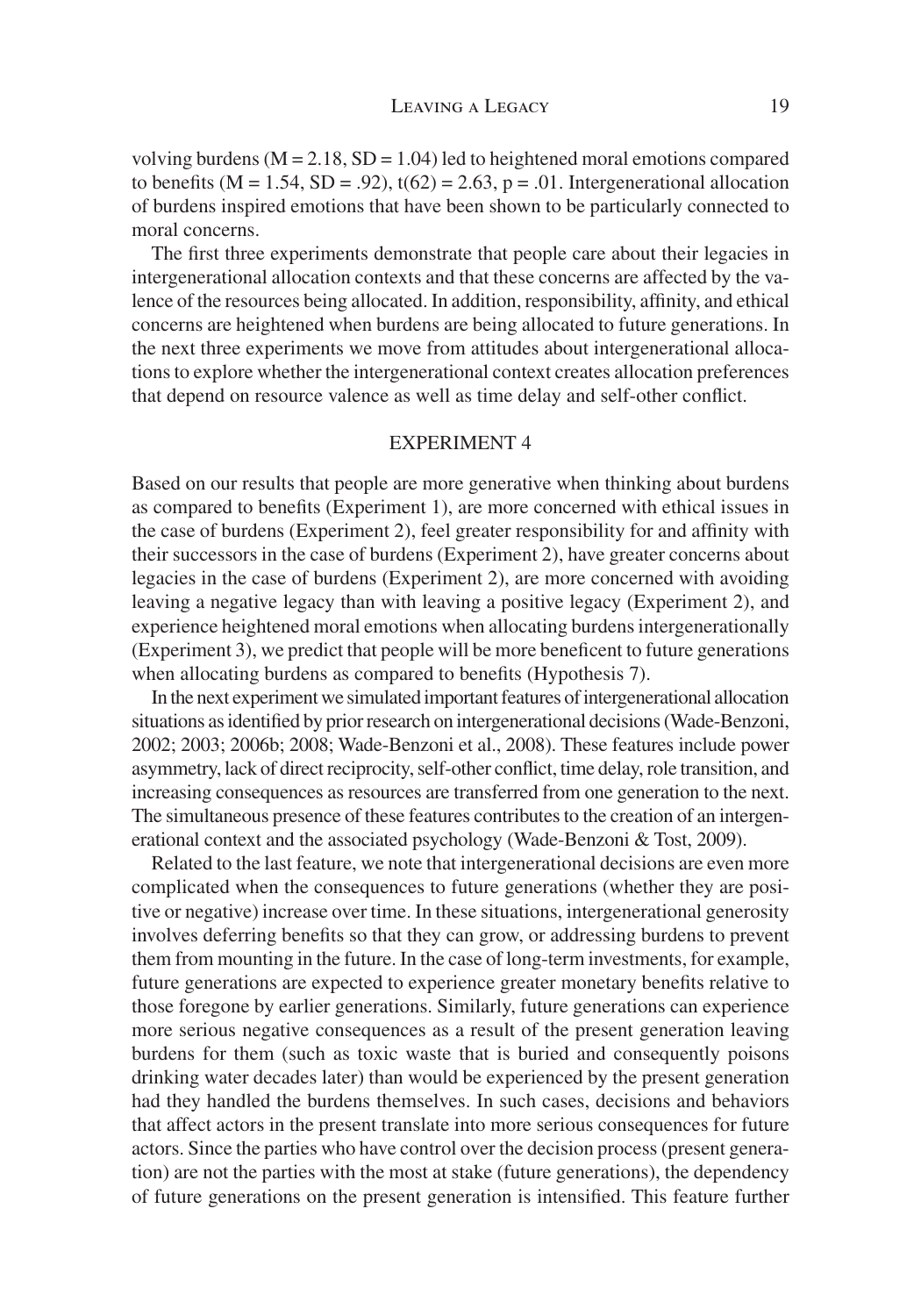volving burdens ($M = 2.18$, $SD = 1.04$) led to heightened moral emotions compared to benefits ($M = 1.54$, $SD = .92$), $t(62) = 2.63$, $p = .01$. Intergenerational allocation of burdens inspired emotions that have been shown to be particularly connected to moral concerns.

The first three experiments demonstrate that people care about their legacies in intergenerational allocation contexts and that these concerns are affected by the valence of the resources being allocated. In addition, responsibility, affinity, and ethical concerns are heightened when burdens are being allocated to future generations. In the next three experiments we move from attitudes about intergenerational allocations to explore whether the intergenerational context creates allocation preferences that depend on resource valence as well as time delay and self-other conflict.

## EXPERIMENT 4

Based on our results that people are more generative when thinking about burdens as compared to benefits (Experiment 1), are more concerned with ethical issues in the case of burdens (Experiment 2), feel greater responsibility for and affinity with their successors in the case of burdens (Experiment 2), have greater concerns about legacies in the case of burdens (Experiment 2), are more concerned with avoiding leaving a negative legacy than with leaving a positive legacy (Experiment 2), and experience heightened moral emotions when allocating burdens intergenerationally (Experiment 3), we predict that people will be more beneficent to future generations when allocating burdens as compared to benefits (Hypothesis 7).

In the next experiment we simulated important features of intergenerational allocation situations as identified by prior research on intergenerational decisions (Wade-Benzoni, 2002; 2003; 2006b; 2008; Wade-Benzoni et al., 2008). These features include power asymmetry, lack of direct reciprocity, self-other conflict, time delay, role transition, and increasing consequences as resources are transferred from one generation to the next. The simultaneous presence of these features contributes to the creation of an intergenerational context and the associated psychology (Wade-Benzoni & Tost, 2009).

Related to the last feature, we note that intergenerational decisions are even more complicated when the consequences to future generations (whether they are positive or negative) increase over time. In these situations, intergenerational generosity involves deferring benefits so that they can grow, or addressing burdens to prevent them from mounting in the future. In the case of long-term investments, for example, future generations are expected to experience greater monetary benefits relative to those foregone by earlier generations. Similarly, future generations can experience more serious negative consequences as a result of the present generation leaving burdens for them (such as toxic waste that is buried and consequently poisons drinking water decades later) than would be experienced by the present generation had they handled the burdens themselves. In such cases, decisions and behaviors that affect actors in the present translate into more serious consequences for future actors. Since the parties who have control over the decision process (present generation) are not the parties with the most at stake (future generations), the dependency of future generations on the present generation is intensified. This feature further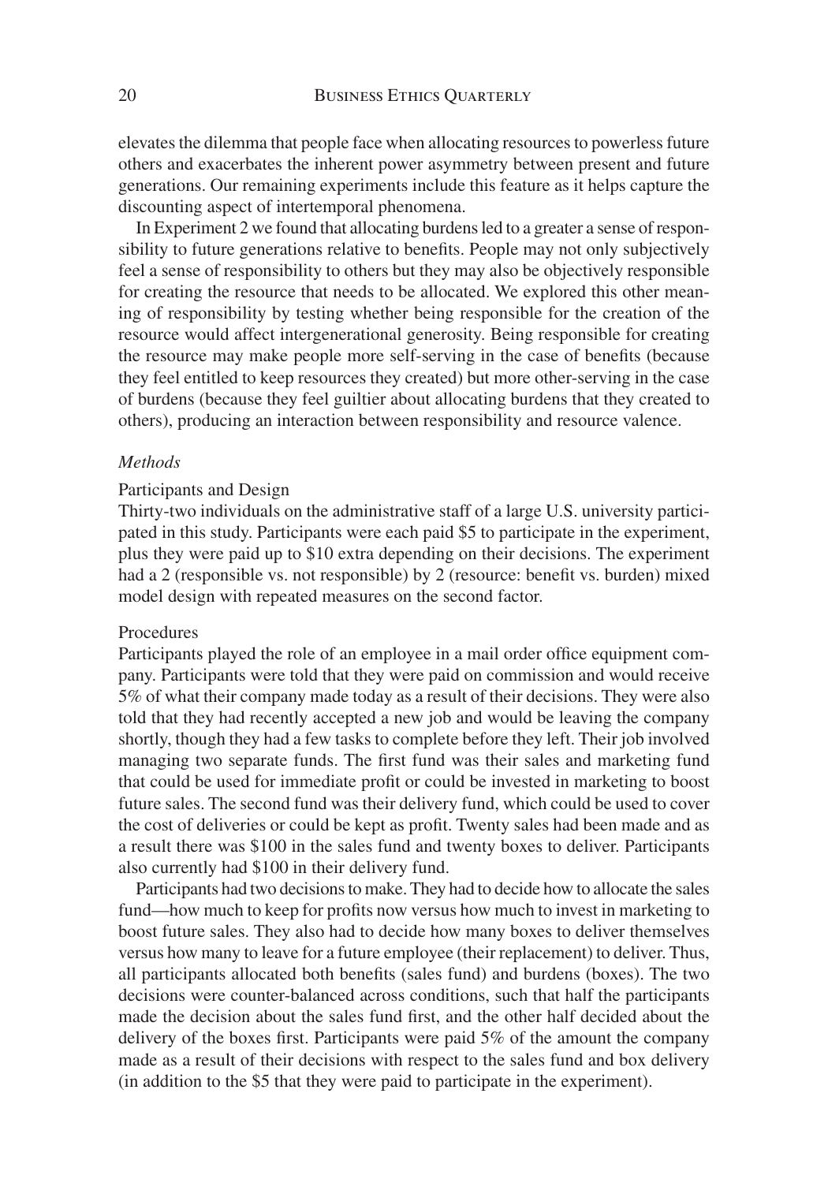elevates the dilemma that people face when allocating resources to powerless future others and exacerbates the inherent power asymmetry between present and future generations. Our remaining experiments include this feature as it helps capture the discounting aspect of intertemporal phenomena.

In Experiment 2 we found that allocating burdens led to a greater a sense of responsibility to future generations relative to benefits. People may not only subjectively feel a sense of responsibility to others but they may also be objectively responsible for creating the resource that needs to be allocated. We explored this other meaning of responsibility by testing whether being responsible for the creation of the resource would affect intergenerational generosity. Being responsible for creating the resource may make people more self-serving in the case of benefits (because they feel entitled to keep resources they created) but more other-serving in the case of burdens (because they feel guiltier about allocating burdens that they created to others), producing an interaction between responsibility and resource valence.

### *Methods*

#### Participants and Design

Thirty-two individuals on the administrative staff of a large U.S. university participated in this study. Participants were each paid $5 to participate in the experiment, plus they were paid up to $10 extra depending on their decisions. The experiment had a 2 (responsible vs. not responsible) by 2 (resource: benefit vs. burden) mixed model design with repeated measures on the second factor.

#### Procedures

Participants played the role of an employee in a mail order office equipment company. Participants were told that they were paid on commission and would receive 5% of what their company made today as a result of their decisions. They were also told that they had recently accepted a new job and would be leaving the company shortly, though they had a few tasks to complete before they left. Their job involved managing two separate funds. The first fund was their sales and marketing fund that could be used for immediate profit or could be invested in marketing to boost future sales. The second fund was their delivery fund, which could be used to cover the cost of deliveries or could be kept as profit. Twenty sales had been made and as a result there was $100 in the sales fund and twenty boxes to deliver. Participants also currently had $100 in their delivery fund.

Participants had two decisions to make. They had to decide how to allocate the sales fund—how much to keep for profits now versus how much to invest in marketing to boost future sales. They also had to decide how many boxes to deliver themselves versus how many to leave for a future employee (their replacement) to deliver. Thus, all participants allocated both benefits (sales fund) and burdens (boxes). The two decisions were counter-balanced across conditions, such that half the participants made the decision about the sales fund first, and the other half decided about the delivery of the boxes first. Participants were paid 5% of the amount the company made as a result of their decisions with respect to the sales fund and box delivery (in addition to the $5 that they were paid to participate in the experiment).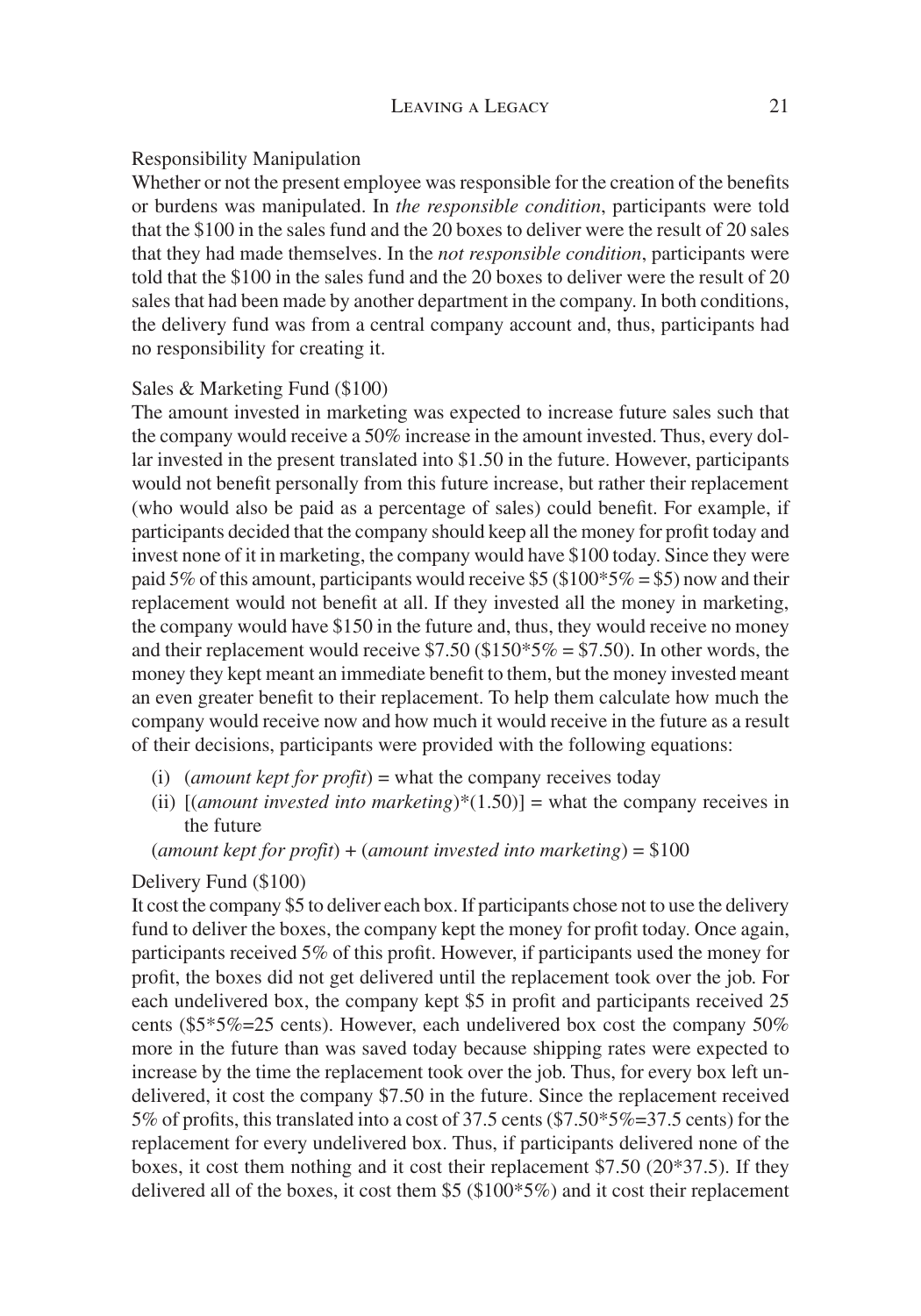Responsibility Manipulation

Whether or not the present employee was responsible for the creation of the benefits or burdens was manipulated. In *the responsible condition*, participants were told that the \$100 in the sales fund and the 20 boxes to deliver were the result of 20 sales that they had made themselves. In the *not responsible condition*, participants were told that the \$100 in the sales fund and the 20 boxes to deliver were the result of 20 sales that had been made by another department in the company. In both conditions, the delivery fund was from a central company account and, thus, participants had no responsibility for creating it.

Sales & Marketing Fund (\$100)

The amount invested in marketing was expected to increase future sales such that the company would receive a 50% increase in the amount invested. Thus, every dollar invested in the present translated into \$1.50 in the future. However, participants would not benefit personally from this future increase, but rather their replacement (who would also be paid as a percentage of sales) could benefit. For example, if participants decided that the company should keep all the money for profit today and invest none of it in marketing, the company would have \$100 today. Since they were paid 5% of this amount, participants would receive \$5 (\$100*5% = \$5) now and their replacement would not benefit at all. If they invested all the money in marketing, the company would have \$150 in the future and, thus, they would receive no money and their replacement would receive \$7.50 (\$150*5% = \$7.50). In other words, the money they kept meant an immediate benefit to them, but the money invested meant an even greater benefit to their replacement. To help them calculate how much the company would receive now and how much it would receive in the future as a result of their decisions, participants were provided with the following equations:

(i) (*amount kept for profit*) = what the company receives today

(ii) [(*amount invested into marketing*)*(1.50)] = what the company receives in the future

(*amount kept for profit*) + (*amount invested into marketing*) = \$100

Delivery Fund (\$100)

It cost the company \$5 to deliver each box. If participants chose not to use the delivery fund to deliver the boxes, the company kept the money for profit today. Once again, participants received 5% of this profit. However, if participants used the money for profit, the boxes did not get delivered until the replacement took over the job. For each undelivered box, the company kept \$5 in profit and participants received 25 cents (\$5*5%=25 cents). However, each undelivered box cost the company 50% more in the future than was saved today because shipping rates were expected to increase by the time the replacement took over the job. Thus, for every box left undelivered, it cost the company \$7.50 in the future. Since the replacement received 5% of profits, this translated into a cost of 37.5 cents (\$7.50*5%=37.5 cents) for the replacement for every undelivered box. Thus, if participants delivered none of the boxes, it cost them nothing and it cost their replacement \$7.50 (20*37.5). If they delivered all of the boxes, it cost them \$5 (\$100*5%) and it cost their replacement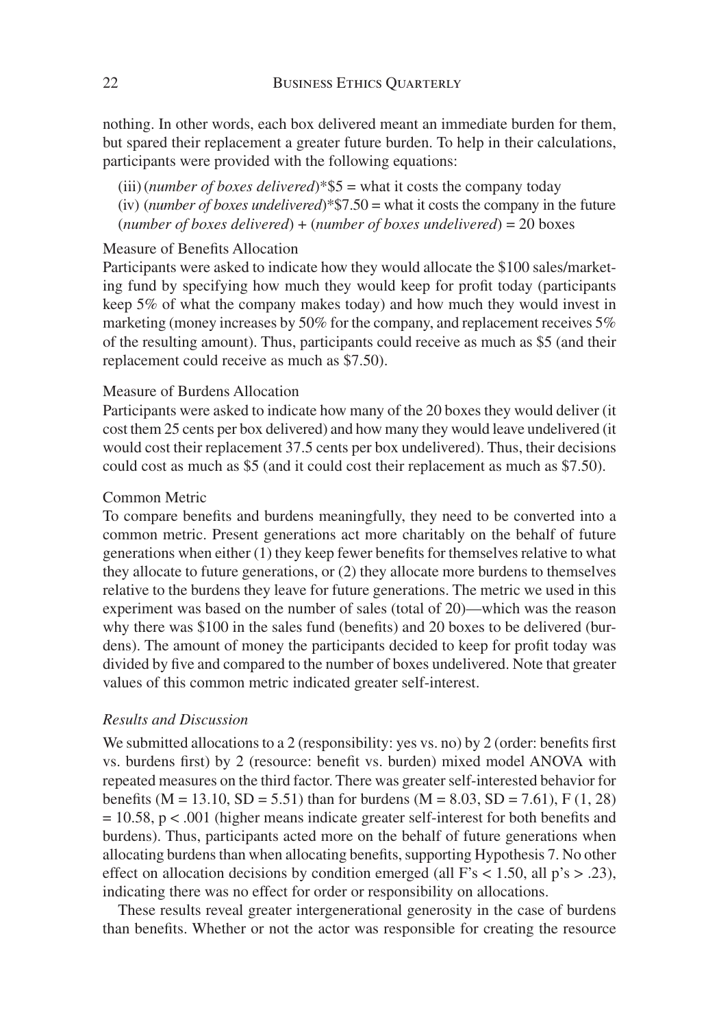nothing. In other words, each box delivered meant an immediate burden for them, but spared their replacement a greater future burden. To help in their calculations, participants were provided with the following equations:

(iii) (*number of boxes delivered*)*$5 = what it costs the company today
(iv) (*number of boxes undelivered*)*$7.50 = what it costs the company in the future
(*number of boxes delivered*) + (*number of boxes undelivered*) = 20 boxes

Measure of Benefits Allocation

Participants were asked to indicate how they would allocate the $100 sales/marketing fund by specifying how much they would keep for profit today (participants keep 5% of what the company makes today) and how much they would invest in marketing (money increases by 50% for the company, and replacement receives 5% of the resulting amount). Thus, participants could receive as much as $5 (and their replacement could receive as much as $7.50).

Measure of Burdens Allocation

Participants were asked to indicate how many of the 20 boxes they would deliver (it cost them 25 cents per box delivered) and how many they would leave undelivered (it would cost their replacement 37.5 cents per box undelivered). Thus, their decisions could cost as much as $5 (and it could cost their replacement as much as $7.50).

Common Metric

To compare benefits and burdens meaningfully, they need to be converted into a common metric. Present generations act more charitably on the behalf of future generations when either (1) they keep fewer benefits for themselves relative to what they allocate to future generations, or (2) they allocate more burdens to themselves relative to the burdens they leave for future generations. The metric we used in this experiment was based on the number of sales (total of 20)—which was the reason why there was $100 in the sales fund (benefits) and 20 boxes to be delivered (burdens). The amount of money the participants decided to keep for profit today was divided by five and compared to the number of boxes undelivered. Note that greater values of this common metric indicated greater self-interest.

### *Results and Discussion*

We submitted allocations to a 2 (responsibility: yes vs. no) by 2 (order: benefits first vs. burdens first) by 2 (resource: benefit vs. burden) mixed model ANOVA with repeated measures on the third factor. There was greater self-interested behavior for benefits ($M = 13.10$, $SD = 5.51$) than for burdens ($M = 8.03$, $SD = 7.61$), $F(1, 28) = 10.58$, $p < .001$ (higher means indicate greater self-interest for both benefits and burdens). Thus, participants acted more on the behalf of future generations when allocating burdens than when allocating benefits, supporting Hypothesis 7. No other effect on allocation decisions by condition emerged (all F's $< 1.50$, all p's $> .23$), indicating there was no effect for order or responsibility on allocations.

These results reveal greater intergenerational generosity in the case of burdens than benefits. Whether or not the actor was responsible for creating the resource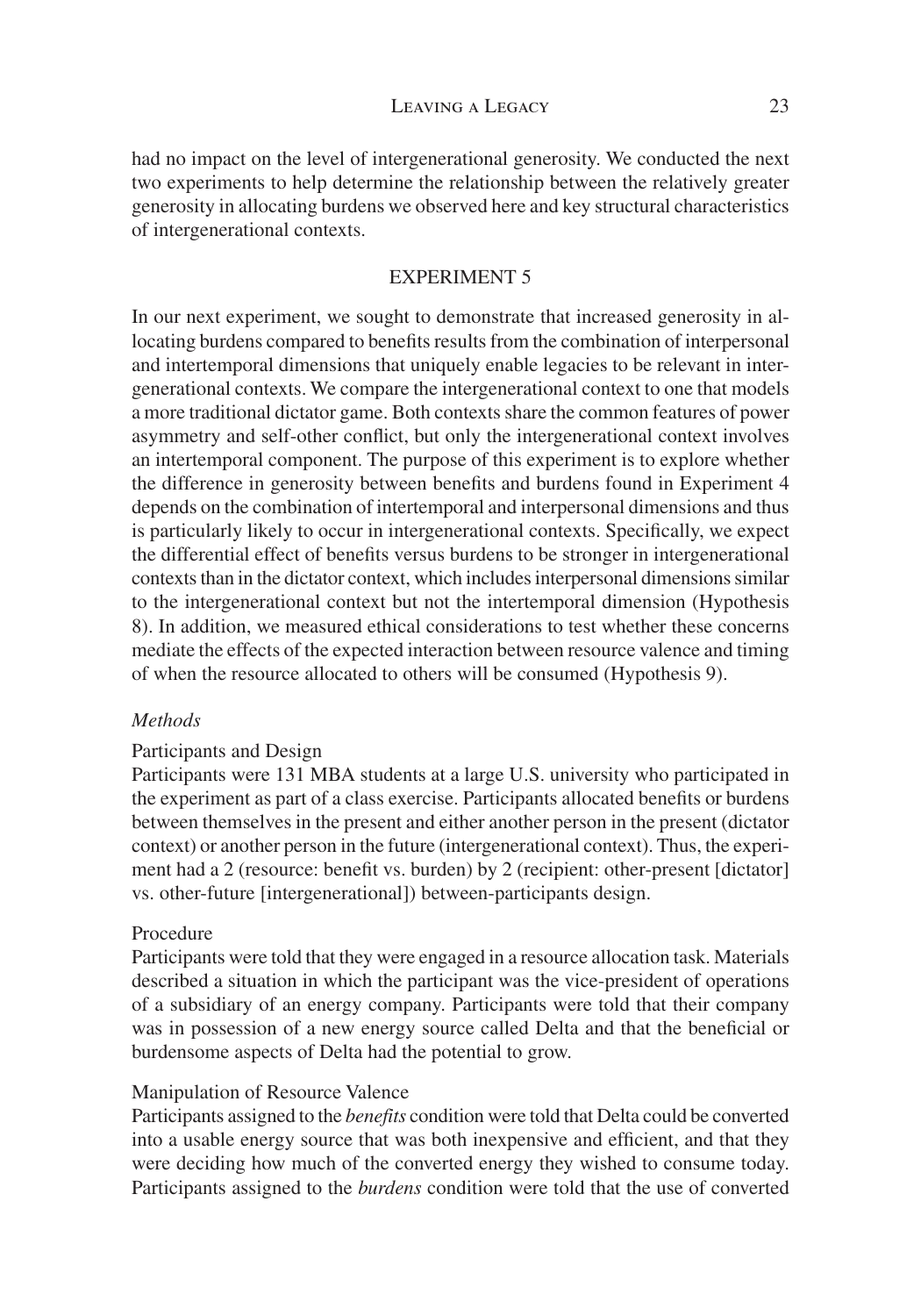had no impact on the level of intergenerational generosity. We conducted the next two experiments to help determine the relationship between the relatively greater generosity in allocating burdens we observed here and key structural characteristics of intergenerational contexts.

## EXPERIMENT 5

In our next experiment, we sought to demonstrate that increased generosity in allocating burdens compared to benefits results from the combination of interpersonal and intertemporal dimensions that uniquely enable legacies to be relevant in intergenerational contexts. We compare the intergenerational context to one that models a more traditional dictator game. Both contexts share the common features of power asymmetry and self-other conflict, but only the intergenerational context involves an intertemporal component. The purpose of this experiment is to explore whether the difference in generosity between benefits and burdens found in Experiment 4 depends on the combination of intertemporal and interpersonal dimensions and thus is particularly likely to occur in intergenerational contexts. Specifically, we expect the differential effect of benefits versus burdens to be stronger in intergenerational contexts than in the dictator context, which includes interpersonal dimensions similar to the intergenerational context but not the intertemporal dimension (Hypothesis 8). In addition, we measured ethical considerations to test whether these concerns mediate the effects of the expected interaction between resource valence and timing of when the resource allocated to others will be consumed (Hypothesis 9).

### *Methods*

#### Participants and Design

Participants were 131 MBA students at a large U.S. university who participated in the experiment as part of a class exercise. Participants allocated benefits or burdens between themselves in the present and either another person in the present (dictator context) or another person in the future (intergenerational context). Thus, the experiment had a 2 (resource: benefit vs. burden) by 2 (recipient: other-present [dictator] vs. other-future [intergenerational]) between-participants design.

#### Procedure

Participants were told that they were engaged in a resource allocation task. Materials described a situation in which the participant was the vice-president of operations of a subsidiary of an energy company. Participants were told that their company was in possession of a new energy source called Delta and that the beneficial or burdensome aspects of Delta had the potential to grow.

#### Manipulation of Resource Valence

Participants assigned to the *benefits* condition were told that Delta could be converted into a usable energy source that was both inexpensive and efficient, and that they were deciding how much of the converted energy they wished to consume today. Participants assigned to the *burdens* condition were told that the use of converted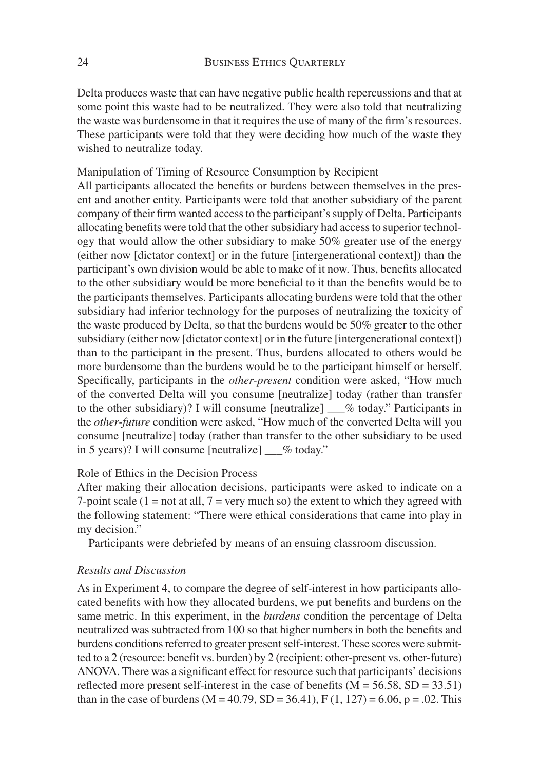Delta produces waste that can have negative public health repercussions and that at some point this waste had to be neutralized. They were also told that neutralizing the waste was burdensome in that it requires the use of many of the firm's resources. These participants were told that they were deciding how much of the waste they wished to neutralize today.

Manipulation of Timing of Resource Consumption by Recipient

All participants allocated the benefits or burdens between themselves in the present and another entity. Participants were told that another subsidiary of the parent company of their firm wanted access to the participant's supply of Delta. Participants allocating benefits were told that the other subsidiary had access to superior technology that would allow the other subsidiary to make 50% greater use of the energy (either now [dictator context] or in the future [intergenerational context]) than the participant's own division would be able to make of it now. Thus, benefits allocated to the other subsidiary would be more beneficial to it than the benefits would be to the participants themselves. Participants allocating burdens were told that the other subsidiary had inferior technology for the purposes of neutralizing the toxicity of the waste produced by Delta, so that the burdens would be 50% greater to the other subsidiary (either now [dictator context] or in the future [intergenerational context]) than to the participant in the present. Thus, burdens allocated to others would be more burdensome than the burdens would be to the participant himself or herself. Specifically, participants in the *other-present* condition were asked, "How much of the converted Delta will you consume [neutralize] today (rather than transfer to the other subsidiary)? I will consume [neutralize] ___% today." Participants in the *other-future* condition were asked, "How much of the converted Delta will you consume [neutralize] today (rather than transfer to the other subsidiary to be used in 5 years)? I will consume [neutralize] ___% today."

Role of Ethics in the Decision Process

After making their allocation decisions, participants were asked to indicate on a 7-point scale (1 = not at all, 7 = very much so) the extent to which they agreed with the following statement: "There were ethical considerations that came into play in my decision."

Participants were debriefed by means of an ensuing classroom discussion.

*Results and Discussion*

As in Experiment 4, to compare the degree of self-interest in how participants allocated benefits with how they allocated burdens, we put benefits and burdens on the same metric. In this experiment, in the *burdens* condition the percentage of Delta neutralized was subtracted from 100 so that higher numbers in both the benefits and burdens conditions referred to greater present self-interest. These scores were submitted to a 2 (resource: benefit vs. burden) by 2 (recipient: other-present vs. other-future) ANOVA. There was a significant effect for resource such that participants' decisions reflected more present self-interest in the case of benefits ($M = 56.58$, $SD = 33.51$) than in the case of burdens ($M = 40.79$, $SD = 36.41$), $F(1, 127) = 6.06$, $p = .02$. This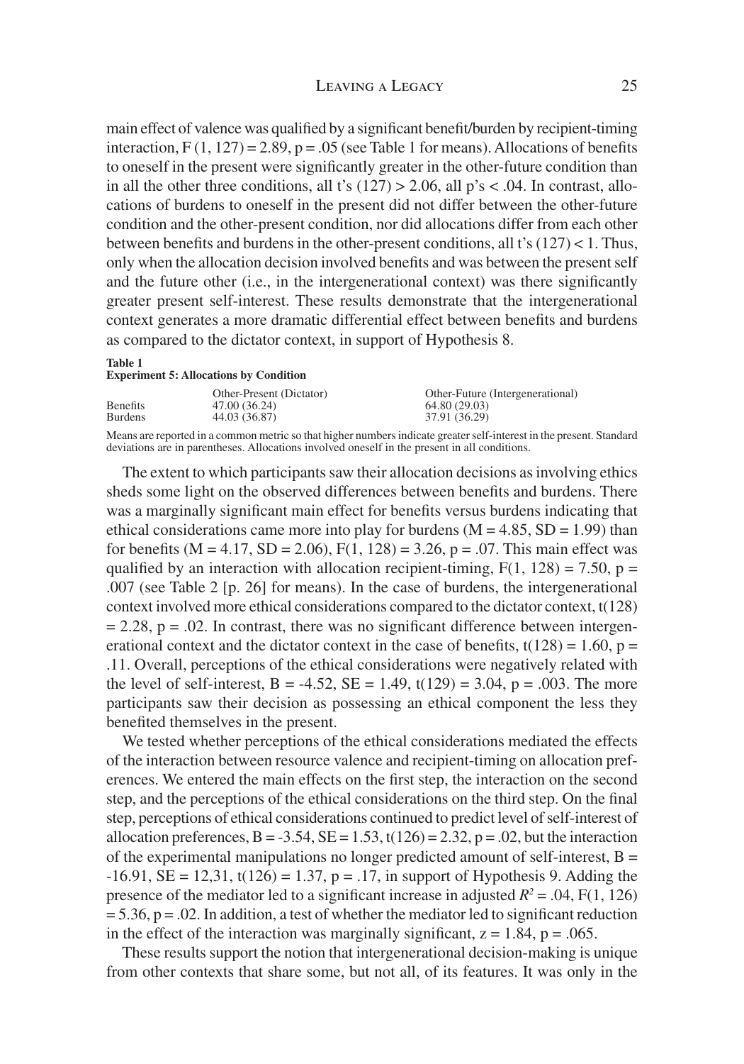main effect of valence was qualified by a significant benefit/burden by recipient-timing interaction, $F(1, 127) = 2.89$, $p = .05$ (see Table 1 for means). Allocations of benefits to oneself in the present were significantly greater in the other-future condition than in all the other three conditions, all t's $(127) > 2.06$, all p's $< .04$. In contrast, allocations of burdens to oneself in the present did not differ between the other-future condition and the other-present condition, nor did allocations differ from each other between benefits and burdens in the other-present conditions, all t's $(127) < 1$. Thus, only when the allocation decision involved benefits and was between the present self and the future other (i.e., in the intergenerational context) was there significantly greater present self-interest. These results demonstrate that the intergenerational context generates a more dramatic differential effect between benefits and burdens as compared to the dictator context, in support of Hypothesis 8.

**Table 1**
**Experiment 5: Allocations by Condition**

| | Other-Present (Dictator) | Other-Future (Intergenerational) |
|---|---|---|
| Benefits | 47.00 (36.24) | 64.80 (29.03) |
| Burdens | 44.03 (36.87) | 37.91 (36.29) |

Means are reported in a common metric so that higher numbers indicate greater self-interest in the present. Standard deviations are in parentheses. Allocations involved oneself in the present in all conditions.

The extent to which participants saw their allocation decisions as involving ethics sheds some light on the observed differences between benefits and burdens. There was a marginally significant main effect for benefits versus burdens indicating that ethical considerations came more into play for burdens ($M = 4.85$, $SD = 1.99$) than for benefits ($M = 4.17$, $SD = 2.06$), $F(1, 128) = 3.26$, $p = .07$. This main effect was qualified by an interaction with allocation recipient-timing, $F(1, 128) = 7.50$, $p = .007$ (see Table 2 [p. 26] for means). In the case of burdens, the intergenerational context involved more ethical considerations compared to the dictator context, $t(128) = 2.28$, $p = .02$. In contrast, there was no significant difference between intergenerational context and the dictator context in the case of benefits, $t(128) = 1.60$, $p = .11$. Overall, perceptions of the ethical considerations were negatively related with the level of self-interest, $B = -4.52$, $SE = 1.49$, $t(129) = 3.04$, $p = .003$. The more participants saw their decision as possessing an ethical component the less they benefited themselves in the present.

We tested whether perceptions of the ethical considerations mediated the effects of the interaction between resource valence and recipient-timing on allocation preferences. We entered the main effects on the first step, the interaction on the second step, and the perceptions of the ethical considerations on the third step. On the final step, perceptions of ethical considerations continued to predict level of self-interest of allocation preferences, $B = -3.54$, $SE = 1.53$, $t(126) = 2.32$, $p = .02$, but the interaction of the experimental manipulations no longer predicted amount of self-interest, $B = -16.91$, $SE = 12{,}31$, $t(126) = 1.37$, $p = .17$, in support of Hypothesis 9. Adding the presence of the mediator led to a significant increase in adjusted $R^2 = .04$, $F(1, 126) = 5.36$, $p = .02$. In addition, a test of whether the mediator led to significant reduction in the effect of the interaction was marginally significant, $z = 1.84$, $p = .065$.

These results support the notion that intergenerational decision-making is unique from other contexts that share some, but not all, of its features. It was only in the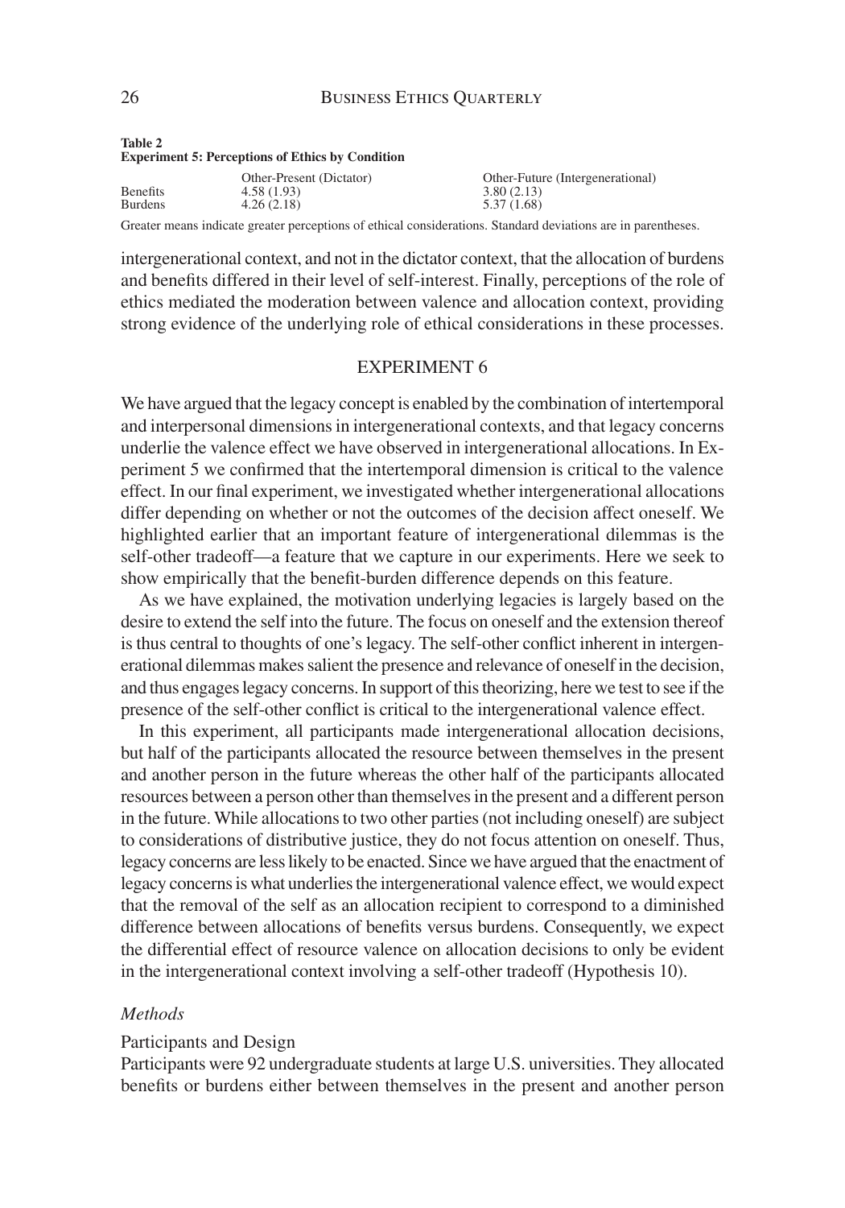**Table 2**
**Experiment 5: Perceptions of Ethics by Condition**

| | Other-Present (Dictator) | Other-Future (Intergenerational) |
|---|---|---|
| Benefits | 4.58 (1.93) | 3.80 (2.13) |
| Burdens | 4.26 (2.18) | 5.37 (1.68) |

Greater means indicate greater perceptions of ethical considerations. Standard deviations are in parentheses.

intergenerational context, and not in the dictator context, that the allocation of burdens and benefits differed in their level of self-interest. Finally, perceptions of the role of ethics mediated the moderation between valence and allocation context, providing strong evidence of the underlying role of ethical considerations in these processes.

## EXPERIMENT 6

We have argued that the legacy concept is enabled by the combination of intertemporal and interpersonal dimensions in intergenerational contexts, and that legacy concerns underlie the valence effect we have observed in intergenerational allocations. In Experiment 5 we confirmed that the intertemporal dimension is critical to the valence effect. In our final experiment, we investigated whether intergenerational allocations differ depending on whether or not the outcomes of the decision affect oneself. We highlighted earlier that an important feature of intergenerational dilemmas is the self-other tradeoff—a feature that we capture in our experiments. Here we seek to show empirically that the benefit-burden difference depends on this feature.

As we have explained, the motivation underlying legacies is largely based on the desire to extend the self into the future. The focus on oneself and the extension thereof is thus central to thoughts of one's legacy. The self-other conflict inherent in intergenerational dilemmas makes salient the presence and relevance of oneself in the decision, and thus engages legacy concerns. In support of this theorizing, here we test to see if the presence of the self-other conflict is critical to the intergenerational valence effect.

In this experiment, all participants made intergenerational allocation decisions, but half of the participants allocated the resource between themselves in the present and another person in the future whereas the other half of the participants allocated resources between a person other than themselves in the present and a different person in the future. While allocations to two other parties (not including oneself) are subject to considerations of distributive justice, they do not focus attention on oneself. Thus, legacy concerns are less likely to be enacted. Since we have argued that the enactment of legacy concerns is what underlies the intergenerational valence effect, we would expect that the removal of the self as an allocation recipient to correspond to a diminished difference between allocations of benefits versus burdens. Consequently, we expect the differential effect of resource valence on allocation decisions to only be evident in the intergenerational context involving a self-other tradeoff (Hypothesis 10).

### *Methods*

#### Participants and Design

Participants were 92 undergraduate students at large U.S. universities. They allocated benefits or burdens either between themselves in the present and another person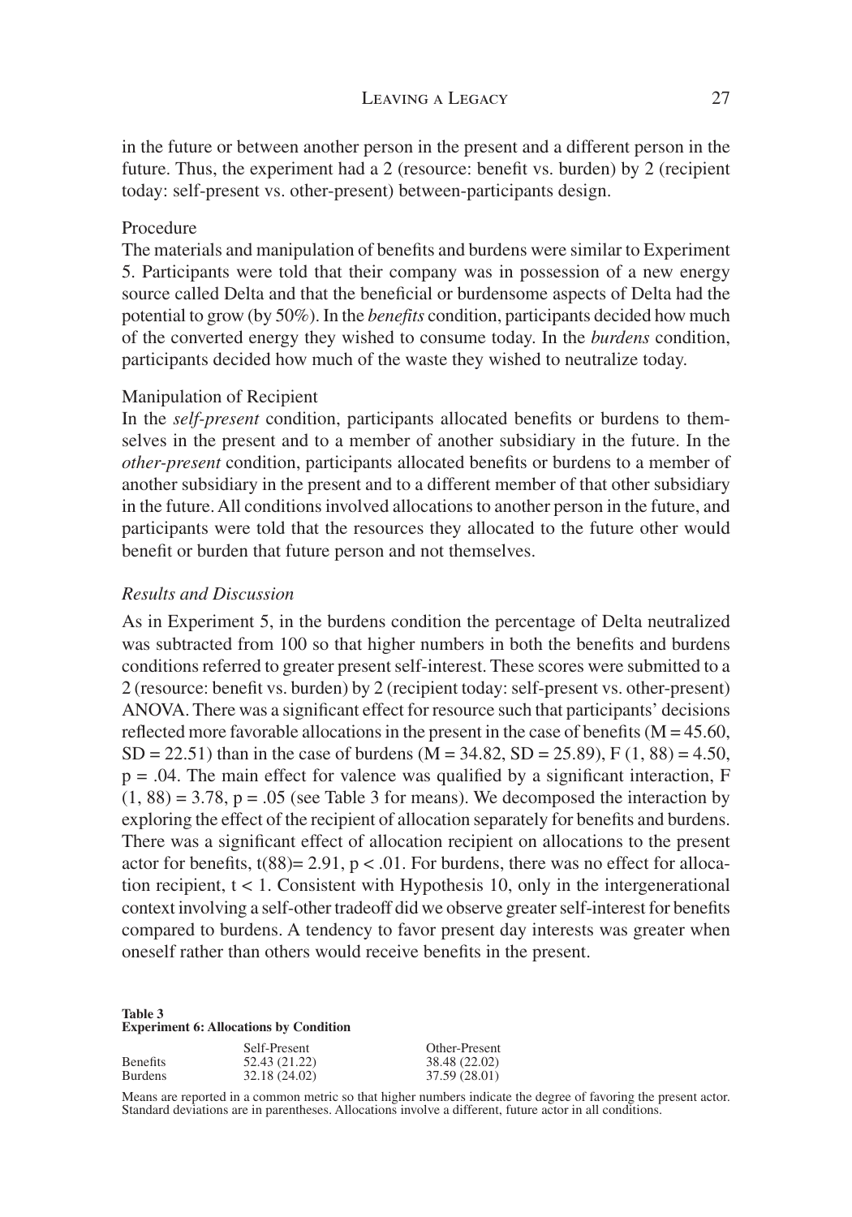in the future or between another person in the present and a different person in the future. Thus, the experiment had a 2 (resource: benefit vs. burden) by 2 (recipient today: self-present vs. other-present) between-participants design.

Procedure

The materials and manipulation of benefits and burdens were similar to Experiment 5. Participants were told that their company was in possession of a new energy source called Delta and that the beneficial or burdensome aspects of Delta had the potential to grow (by 50%). In the *benefits* condition, participants decided how much of the converted energy they wished to consume today. In the *burdens* condition, participants decided how much of the waste they wished to neutralize today.

Manipulation of Recipient

In the *self-present* condition, participants allocated benefits or burdens to themselves in the present and to a member of another subsidiary in the future. In the *other-present* condition, participants allocated benefits or burdens to a member of another subsidiary in the present and to a different member of that other subsidiary in the future. All conditions involved allocations to another person in the future, and participants were told that the resources they allocated to the future other would benefit or burden that future person and not themselves.

*Results and Discussion*

As in Experiment 5, in the burdens condition the percentage of Delta neutralized was subtracted from 100 so that higher numbers in both the benefits and burdens conditions referred to greater present self-interest. These scores were submitted to a 2 (resource: benefit vs. burden) by 2 (recipient today: self-present vs. other-present) ANOVA. There was a significant effect for resource such that participants' decisions reflected more favorable allocations in the present in the case of benefits ($M = 45.60$, $SD = 22.51$) than in the case of burdens ($M = 34.82$, $SD = 25.89$), $F(1, 88) = 4.50$, $p = .04$. The main effect for valence was qualified by a significant interaction, $F(1, 88) = 3.78$, $p = .05$ (see Table 3 for means). We decomposed the interaction by exploring the effect of the recipient of allocation separately for benefits and burdens. There was a significant effect of allocation recipient on allocations to the present actor for benefits, $t(88) = 2.91$, $p < .01$. For burdens, there was no effect for allocation recipient, $t < 1$. Consistent with Hypothesis 10, only in the intergenerational context involving a self-other tradeoff did we observe greater self-interest for benefits compared to burdens. A tendency to favor present day interests was greater when oneself rather than others would receive benefits in the present.

**Table 3**
**Experiment 6: Allocations by Condition**

| | Self-Present | Other-Present |
|---|---|---|
| Benefits | 52.43 (21.22) | 38.48 (22.02) |
| Burdens | 32.18 (24.02) | 37.59 (28.01) |

Means are reported in a common metric so that higher numbers indicate the degree of favoring the present actor. Standard deviations are in parentheses. Allocations involve a different, future actor in all conditions.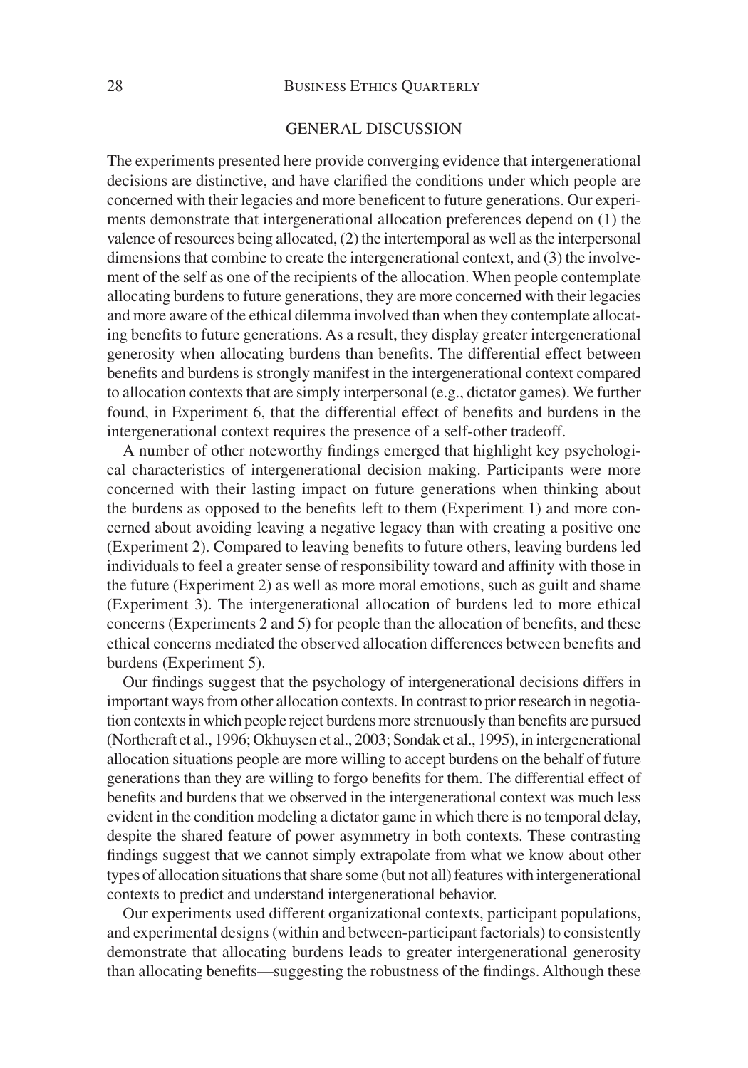## GENERAL DISCUSSION

The experiments presented here provide converging evidence that intergenerational decisions are distinctive, and have clarified the conditions under which people are concerned with their legacies and more beneficent to future generations. Our experiments demonstrate that intergenerational allocation preferences depend on (1) the valence of resources being allocated, (2) the intertemporal as well as the interpersonal dimensions that combine to create the intergenerational context, and (3) the involvement of the self as one of the recipients of the allocation. When people contemplate allocating burdens to future generations, they are more concerned with their legacies and more aware of the ethical dilemma involved than when they contemplate allocating benefits to future generations. As a result, they display greater intergenerational generosity when allocating burdens than benefits. The differential effect between benefits and burdens is strongly manifest in the intergenerational context compared to allocation contexts that are simply interpersonal (e.g., dictator games). We further found, in Experiment 6, that the differential effect of benefits and burdens in the intergenerational context requires the presence of a self-other tradeoff.

A number of other noteworthy findings emerged that highlight key psychological characteristics of intergenerational decision making. Participants were more concerned with their lasting impact on future generations when thinking about the burdens as opposed to the benefits left to them (Experiment 1) and more concerned about avoiding leaving a negative legacy than with creating a positive one (Experiment 2). Compared to leaving benefits to future others, leaving burdens led individuals to feel a greater sense of responsibility toward and affinity with those in the future (Experiment 2) as well as more moral emotions, such as guilt and shame (Experiment 3). The intergenerational allocation of burdens led to more ethical concerns (Experiments 2 and 5) for people than the allocation of benefits, and these ethical concerns mediated the observed allocation differences between benefits and burdens (Experiment 5).

Our findings suggest that the psychology of intergenerational decisions differs in important ways from other allocation contexts. In contrast to prior research in negotiation contexts in which people reject burdens more strenuously than benefits are pursued (Northcraft et al., 1996; Okhuysen et al., 2003; Sondak et al., 1995), in intergenerational allocation situations people are more willing to accept burdens on the behalf of future generations than they are willing to forgo benefits for them. The differential effect of benefits and burdens that we observed in the intergenerational context was much less evident in the condition modeling a dictator game in which there is no temporal delay, despite the shared feature of power asymmetry in both contexts. These contrasting findings suggest that we cannot simply extrapolate from what we know about other types of allocation situations that share some (but not all) features with intergenerational contexts to predict and understand intergenerational behavior.

Our experiments used different organizational contexts, participant populations, and experimental designs (within and between-participant factorials) to consistently demonstrate that allocating burdens leads to greater intergenerational generosity than allocating benefits—suggesting the robustness of the findings. Although these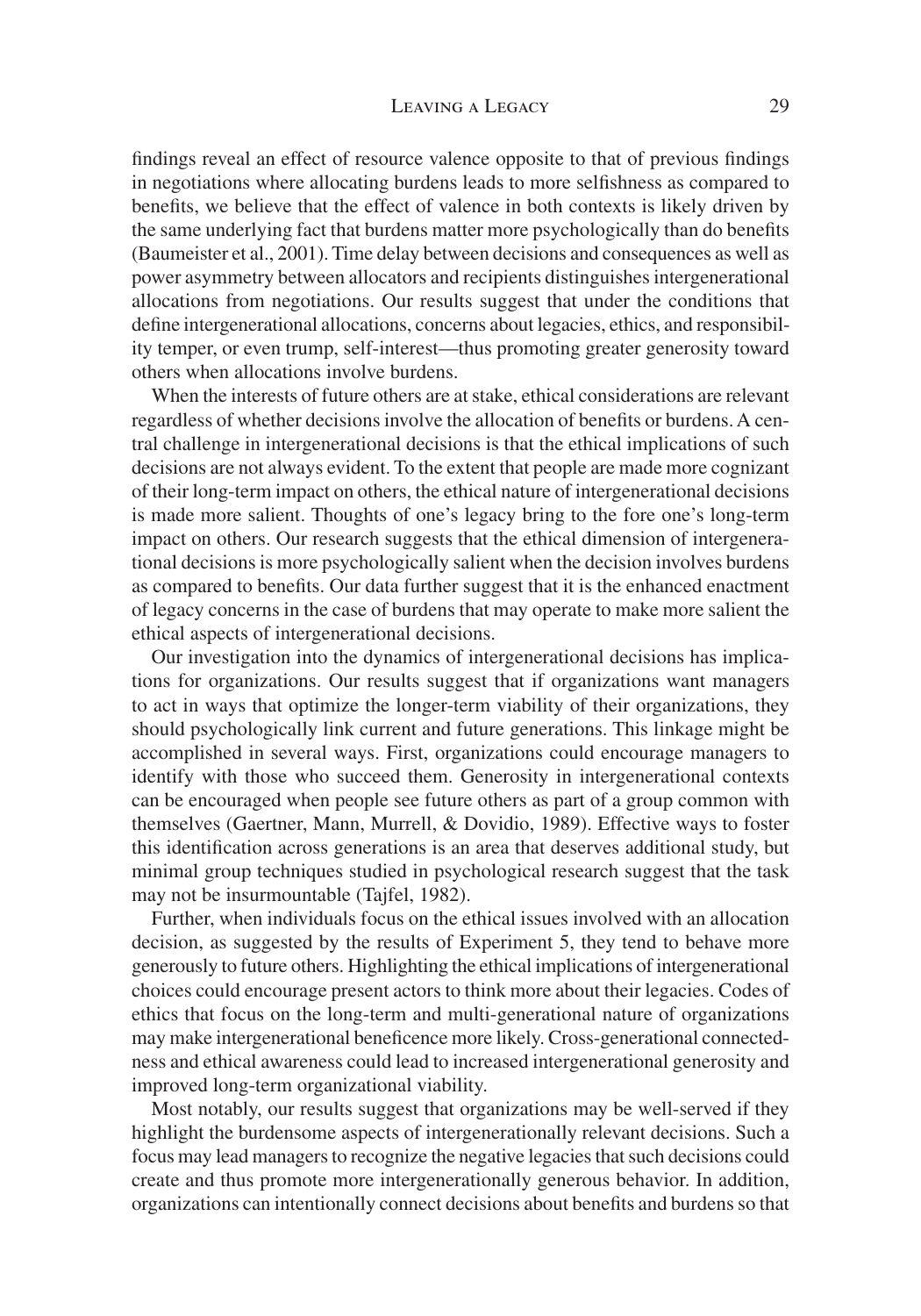findings reveal an effect of resource valence opposite to that of previous findings in negotiations where allocating burdens leads to more selfishness as compared to benefits, we believe that the effect of valence in both contexts is likely driven by the same underlying fact that burdens matter more psychologically than do benefits (Baumeister et al., 2001). Time delay between decisions and consequences as well as power asymmetry between allocators and recipients distinguishes intergenerational allocations from negotiations. Our results suggest that under the conditions that define intergenerational allocations, concerns about legacies, ethics, and responsibility temper, or even trump, self-interest—thus promoting greater generosity toward others when allocations involve burdens.

When the interests of future others are at stake, ethical considerations are relevant regardless of whether decisions involve the allocation of benefits or burdens. A central challenge in intergenerational decisions is that the ethical implications of such decisions are not always evident. To the extent that people are made more cognizant of their long-term impact on others, the ethical nature of intergenerational decisions is made more salient. Thoughts of one's legacy bring to the fore one's long-term impact on others. Our research suggests that the ethical dimension of intergenerational decisions is more psychologically salient when the decision involves burdens as compared to benefits. Our data further suggest that it is the enhanced enactment of legacy concerns in the case of burdens that may operate to make more salient the ethical aspects of intergenerational decisions.

Our investigation into the dynamics of intergenerational decisions has implications for organizations. Our results suggest that if organizations want managers to act in ways that optimize the longer-term viability of their organizations, they should psychologically link current and future generations. This linkage might be accomplished in several ways. First, organizations could encourage managers to identify with those who succeed them. Generosity in intergenerational contexts can be encouraged when people see future others as part of a group common with themselves (Gaertner, Mann, Murrell, & Dovidio, 1989). Effective ways to foster this identification across generations is an area that deserves additional study, but minimal group techniques studied in psychological research suggest that the task may not be insurmountable (Tajfel, 1982).

Further, when individuals focus on the ethical issues involved with an allocation decision, as suggested by the results of Experiment 5, they tend to behave more generously to future others. Highlighting the ethical implications of intergenerational choices could encourage present actors to think more about their legacies. Codes of ethics that focus on the long-term and multi-generational nature of organizations may make intergenerational beneficence more likely. Cross-generational connectedness and ethical awareness could lead to increased intergenerational generosity and improved long-term organizational viability.

Most notably, our results suggest that organizations may be well-served if they highlight the burdensome aspects of intergenerationally relevant decisions. Such a focus may lead managers to recognize the negative legacies that such decisions could create and thus promote more intergenerationally generous behavior. In addition, organizations can intentionally connect decisions about benefits and burdens so that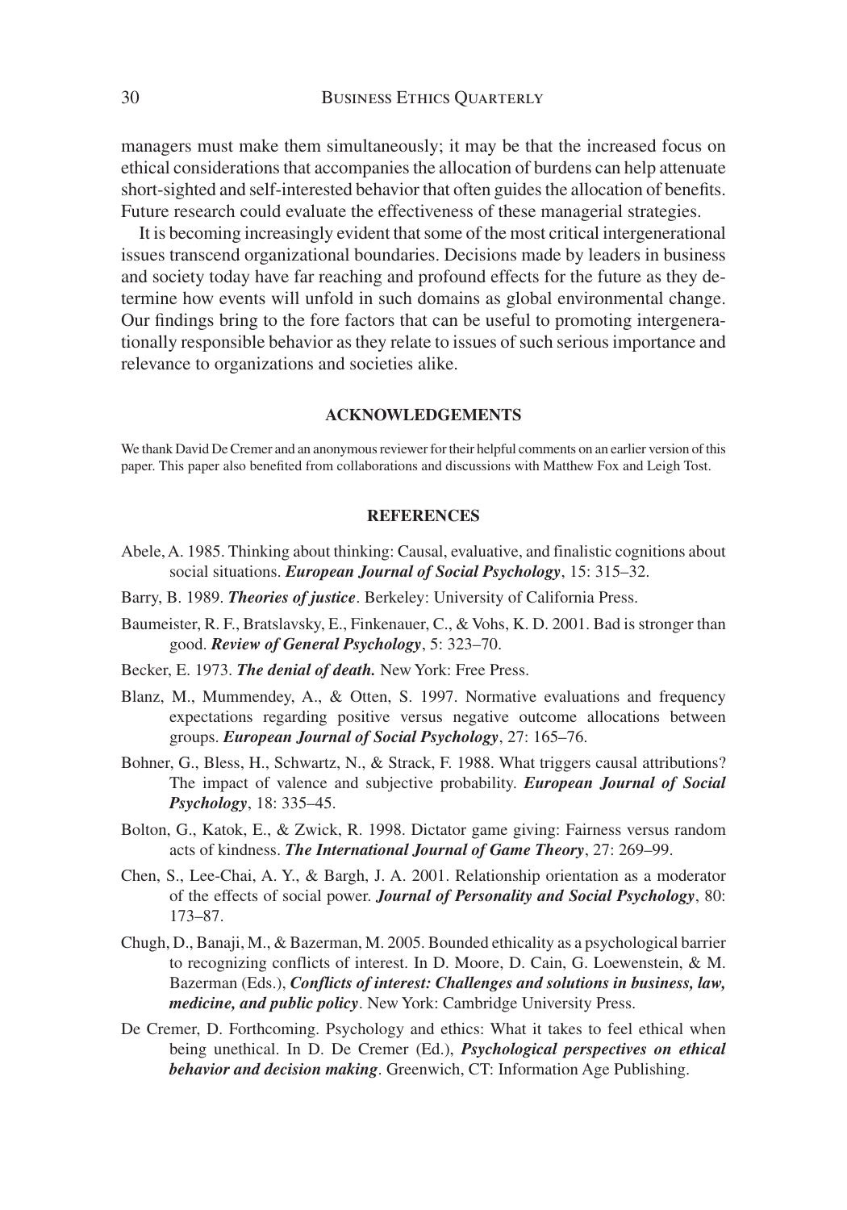managers must make them simultaneously; it may be that the increased focus on ethical considerations that accompanies the allocation of burdens can help attenuate short-sighted and self-interested behavior that often guides the allocation of benefits. Future research could evaluate the effectiveness of these managerial strategies.

It is becoming increasingly evident that some of the most critical intergenerational issues transcend organizational boundaries. Decisions made by leaders in business and society today have far reaching and profound effects for the future as they determine how events will unfold in such domains as global environmental change. Our findings bring to the fore factors that can be useful to promoting intergenerationally responsible behavior as they relate to issues of such serious importance and relevance to organizations and societies alike.

## ACKNOWLEDGEMENTS

We thank David De Cremer and an anonymous reviewer for their helpful comments on an earlier version of this paper. This paper also benefited from collaborations and discussions with Matthew Fox and Leigh Tost.

## REFERENCES

Abele, A. 1985. Thinking about thinking: Causal, evaluative, and finalistic cognitions about social situations. ***European Journal of Social Psychology***, 15: 315–32.

Barry, B. 1989. ***Theories of justice***. Berkeley: University of California Press.

Baumeister, R. F., Bratslavsky, E., Finkenauer, C., & Vohs, K. D. 2001. Bad is stronger than good. ***Review of General Psychology***, 5: 323–70.

Becker, E. 1973. ***The denial of death.*** New York: Free Press.

Blanz, M., Mummendey, A., & Otten, S. 1997. Normative evaluations and frequency expectations regarding positive versus negative outcome allocations between groups. ***European Journal of Social Psychology***, 27: 165–76.

Bohner, G., Bless, H., Schwartz, N., & Strack, F. 1988. What triggers causal attributions? The impact of valence and subjective probability. ***European Journal of Social Psychology***, 18: 335–45.

Bolton, G., Katok, E., & Zwick, R. 1998. Dictator game giving: Fairness versus random acts of kindness. ***The International Journal of Game Theory***, 27: 269–99.

Chen, S., Lee-Chai, A. Y., & Bargh, J. A. 2001. Relationship orientation as a moderator of the effects of social power. ***Journal of Personality and Social Psychology***, 80: 173–87.

Chugh, D., Banaji, M., & Bazerman, M. 2005. Bounded ethicality as a psychological barrier to recognizing conflicts of interest. In D. Moore, D. Cain, G. Loewenstein, & M. Bazerman (Eds.), ***Conflicts of interest: Challenges and solutions in business, law, medicine, and public policy***. New York: Cambridge University Press.

De Cremer, D. Forthcoming. Psychology and ethics: What it takes to feel ethical when being unethical. In D. De Cremer (Ed.), ***Psychological perspectives on ethical behavior and decision making***. Greenwich, CT: Information Age Publishing.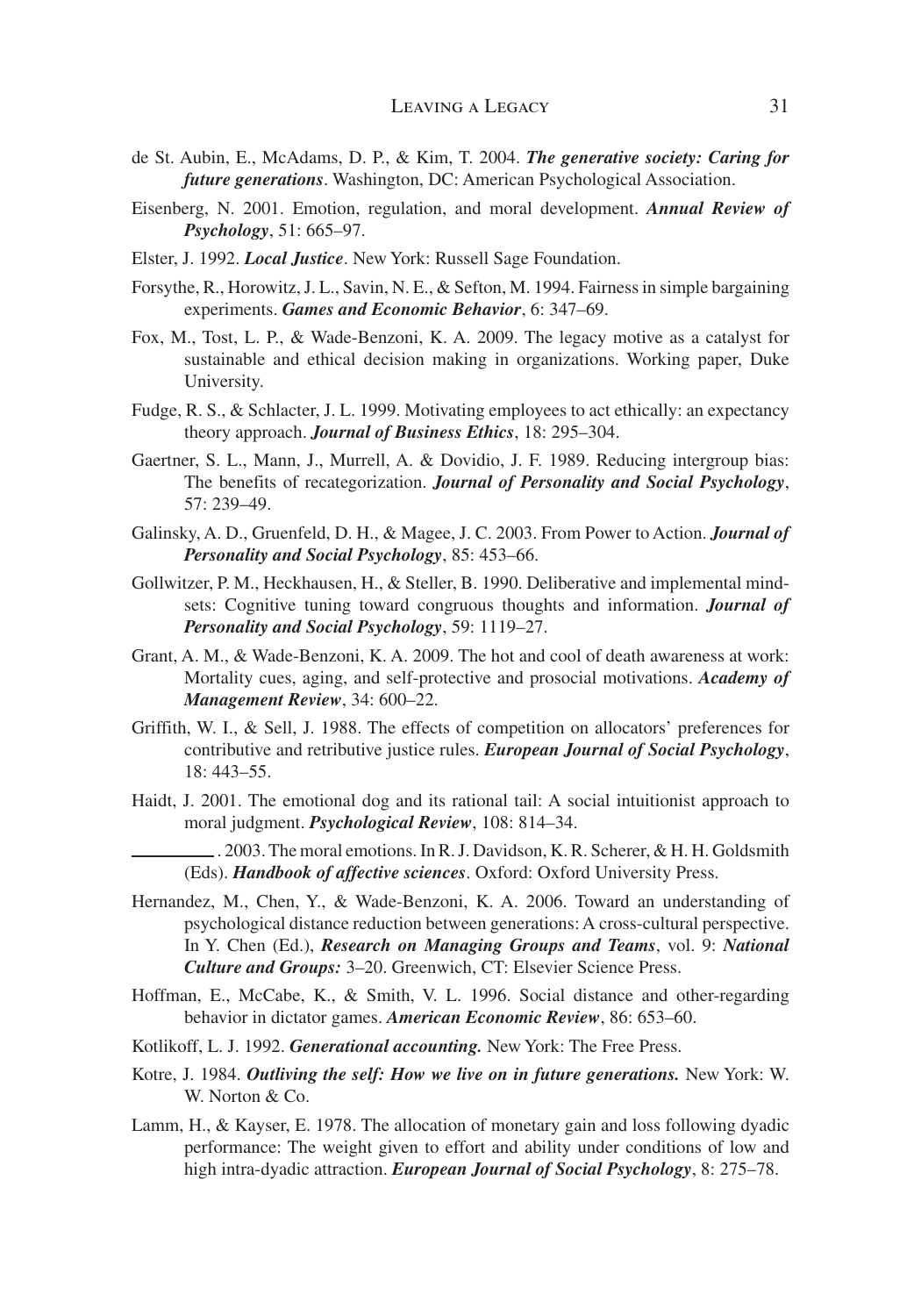de St. Aubin, E., McAdams, D. P., & Kim, T. 2004. ***The generative society: Caring for future generations***. Washington, DC: American Psychological Association.

Eisenberg, N. 2001. Emotion, regulation, and moral development. ***Annual Review of Psychology***, 51: 665–97.

Elster, J. 1992. ***Local Justice***. New York: Russell Sage Foundation.

Forsythe, R., Horowitz, J. L., Savin, N. E., & Sefton, M. 1994. Fairness in simple bargaining experiments. ***Games and Economic Behavior***, 6: 347–69.

Fox, M., Tost, L. P., & Wade-Benzoni, K. A. 2009. The legacy motive as a catalyst for sustainable and ethical decision making in organizations. Working paper, Duke University.

Fudge, R. S., & Schlacter, J. L. 1999. Motivating employees to act ethically: an expectancy theory approach. ***Journal of Business Ethics***, 18: 295–304.

Gaertner, S. L., Mann, J., Murrell, A. & Dovidio, J. F. 1989. Reducing intergroup bias: The benefits of recategorization. ***Journal of Personality and Social Psychology***, 57: 239–49.

Galinsky, A. D., Gruenfeld, D. H., & Magee, J. C. 2003. From Power to Action. ***Journal of Personality and Social Psychology***, 85: 453–66.

Gollwitzer, P. M., Heckhausen, H., & Steller, B. 1990. Deliberative and implemental mindsets: Cognitive tuning toward congruous thoughts and information. ***Journal of Personality and Social Psychology***, 59: 1119–27.

Grant, A. M., & Wade-Benzoni, K. A. 2009. The hot and cool of death awareness at work: Mortality cues, aging, and self-protective and prosocial motivations. ***Academy of Management Review***, 34: 600–22.

Griffith, W. I., & Sell, J. 1988. The effects of competition on allocators' preferences for contributive and retributive justice rules. ***European Journal of Social Psychology***, 18: 443–55.

Haidt, J. 2001. The emotional dog and its rational tail: A social intuitionist approach to moral judgment. ***Psychological Review***, 108: 814–34.

\_\_\_\_\_\_\_\_\_. 2003. The moral emotions. In R. J. Davidson, K. R. Scherer, & H. H. Goldsmith (Eds). ***Handbook of affective sciences***. Oxford: Oxford University Press.

Hernandez, M., Chen, Y., & Wade-Benzoni, K. A. 2006. Toward an understanding of psychological distance reduction between generations: A cross-cultural perspective. In Y. Chen (Ed.), ***Research on Managing Groups and Teams***, vol. 9: ***National Culture and Groups:*** 3–20. Greenwich, CT: Elsevier Science Press.

Hoffman, E., McCabe, K., & Smith, V. L. 1996. Social distance and other-regarding behavior in dictator games. ***American Economic Review***, 86: 653–60.

Kotlikoff, L. J. 1992. ***Generational accounting.*** New York: The Free Press.

Kotre, J. 1984. ***Outliving the self: How we live on in future generations.*** New York: W. W. Norton & Co.

Lamm, H., & Kayser, E. 1978. The allocation of monetary gain and loss following dyadic performance: The weight given to effort and ability under conditions of low and high intra-dyadic attraction. ***European Journal of Social Psychology***, 8: 275–78.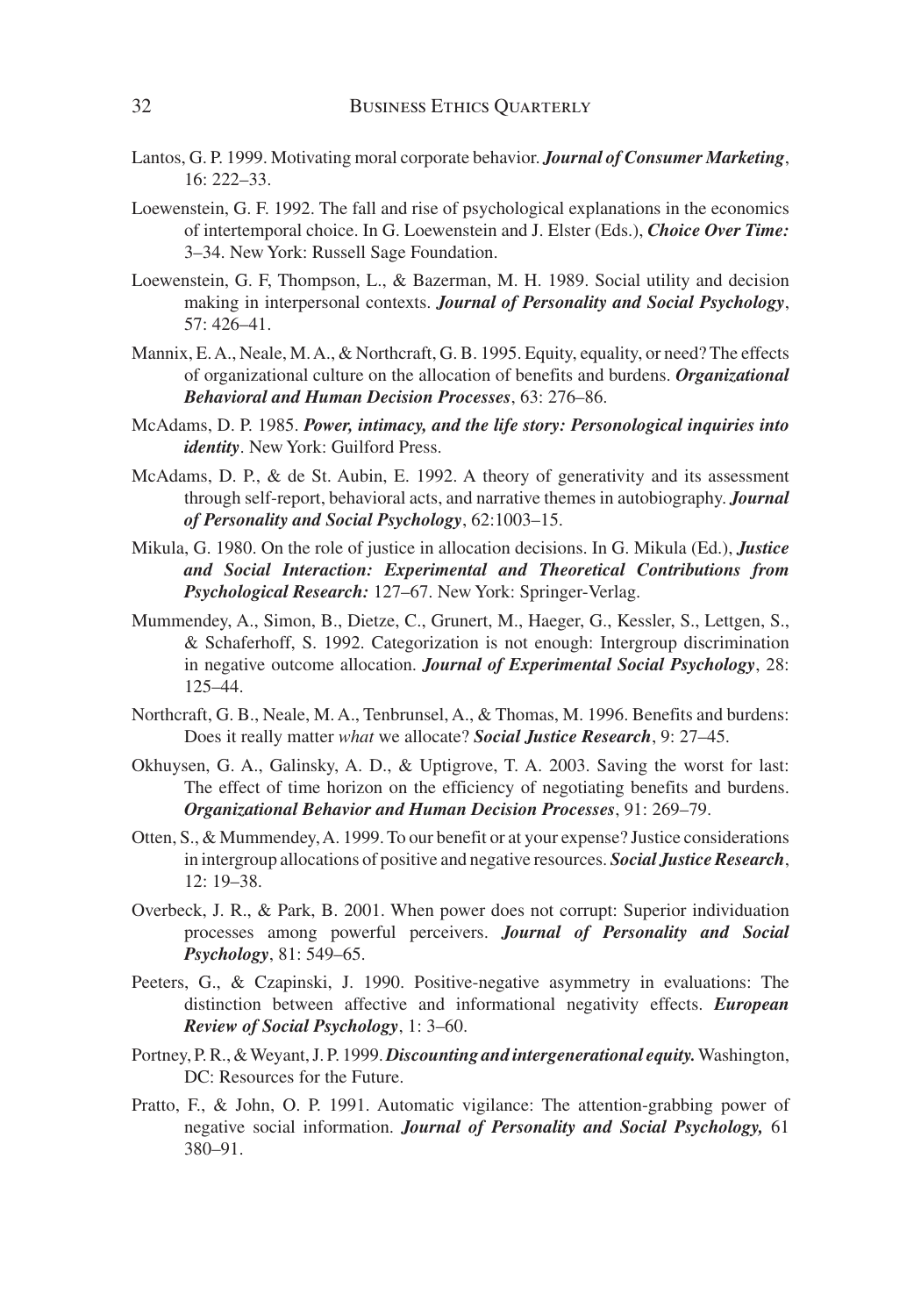Lantos, G. P. 1999. Motivating moral corporate behavior. ***Journal of Consumer Marketing***, 16: 222–33.

Loewenstein, G. F. 1992. The fall and rise of psychological explanations in the economics of intertemporal choice. In G. Loewenstein and J. Elster (Eds.), ***Choice Over Time:*** 3–34. New York: Russell Sage Foundation.

Loewenstein, G. F, Thompson, L., & Bazerman, M. H. 1989. Social utility and decision making in interpersonal contexts. ***Journal of Personality and Social Psychology***, 57: 426–41.

Mannix, E. A., Neale, M. A., & Northcraft, G. B. 1995. Equity, equality, or need? The effects of organizational culture on the allocation of benefits and burdens. ***Organizational Behavioral and Human Decision Processes***, 63: 276–86.

McAdams, D. P. 1985. ***Power, intimacy, and the life story: Personological inquiries into identity***. New York: Guilford Press.

McAdams, D. P., & de St. Aubin, E. 1992. A theory of generativity and its assessment through self-report, behavioral acts, and narrative themes in autobiography. ***Journal of Personality and Social Psychology***, 62:1003–15.

Mikula, G. 1980. On the role of justice in allocation decisions. In G. Mikula (Ed.), ***Justice and Social Interaction: Experimental and Theoretical Contributions from Psychological Research:*** 127–67. New York: Springer-Verlag.

Mummendey, A., Simon, B., Dietze, C., Grunert, M., Haeger, G., Kessler, S., Lettgen, S., & Schaferhoff, S. 1992. Categorization is not enough: Intergroup discrimination in negative outcome allocation. ***Journal of Experimental Social Psychology***, 28: 125–44.

Northcraft, G. B., Neale, M. A., Tenbrunsel, A., & Thomas, M. 1996. Benefits and burdens: Does it really matter *what* we allocate? ***Social Justice Research***, 9: 27–45.

Okhuysen, G. A., Galinsky, A. D., & Uptigrove, T. A. 2003. Saving the worst for last: The effect of time horizon on the efficiency of negotiating benefits and burdens. ***Organizational Behavior and Human Decision Processes***, 91: 269–79.

Otten, S., & Mummendey, A. 1999. To our benefit or at your expense? Justice considerations in intergroup allocations of positive and negative resources. ***Social Justice Research***, 12: 19–38.

Overbeck, J. R., & Park, B. 2001. When power does not corrupt: Superior individuation processes among powerful perceivers. ***Journal of Personality and Social Psychology***, 81: 549–65.

Peeters, G., & Czapinski, J. 1990. Positive-negative asymmetry in evaluations: The distinction between affective and informational negativity effects. ***European Review of Social Psychology***, 1: 3–60.

Portney, P. R., & Weyant, J. P. 1999. ***Discounting and intergenerational equity.*** Washington, DC: Resources for the Future.

Pratto, F., & John, O. P. 1991. Automatic vigilance: The attention-grabbing power of negative social information. ***Journal of Personality and Social Psychology,*** 61 380–91.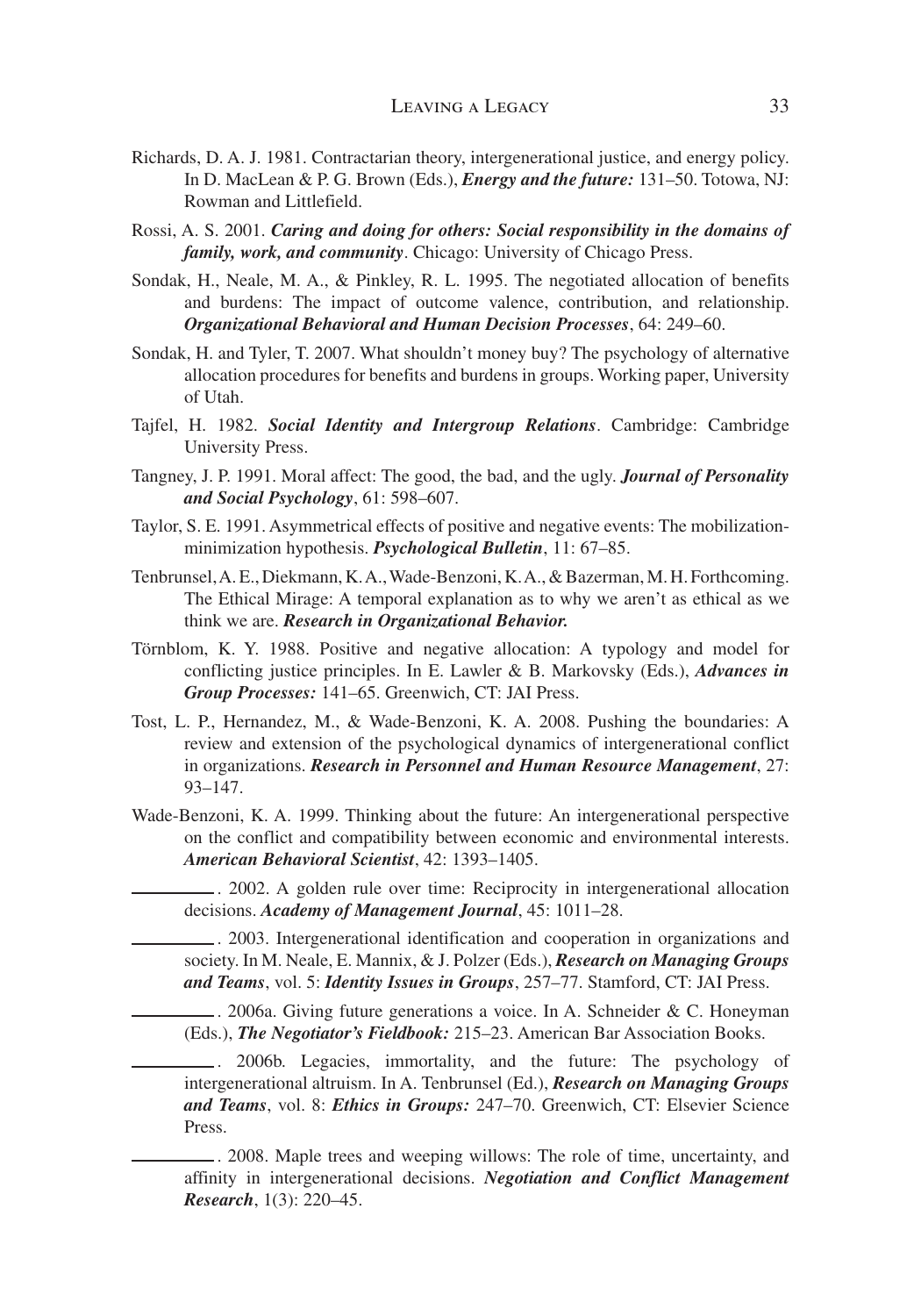Richards, D. A. J. 1981. Contractarian theory, intergenerational justice, and energy policy. In D. MacLean & P. G. Brown (Eds.), ***Energy and the future:*** 131–50. Totowa, NJ: Rowman and Littlefield.

Rossi, A. S. 2001. ***Caring and doing for others: Social responsibility in the domains of family, work, and community***. Chicago: University of Chicago Press.

Sondak, H., Neale, M. A., & Pinkley, R. L. 1995. The negotiated allocation of benefits and burdens: The impact of outcome valence, contribution, and relationship. ***Organizational Behavioral and Human Decision Processes***, 64: 249–60.

Sondak, H. and Tyler, T. 2007. What shouldn't money buy? The psychology of alternative allocation procedures for benefits and burdens in groups. Working paper, University of Utah.

Tajfel, H. 1982. ***Social Identity and Intergroup Relations***. Cambridge: Cambridge University Press.

Tangney, J. P. 1991. Moral affect: The good, the bad, and the ugly. ***Journal of Personality and Social Psychology***, 61: 598–607.

Taylor, S. E. 1991. Asymmetrical effects of positive and negative events: The mobilization-minimization hypothesis. ***Psychological Bulletin***, 11: 67–85.

Tenbrunsel, A. E., Diekmann, K. A., Wade-Benzoni, K. A., & Bazerman, M. H. Forthcoming. The Ethical Mirage: A temporal explanation as to why we aren't as ethical as we think we are. ***Research in Organizational Behavior.***

Törnblom, K. Y. 1988. Positive and negative allocation: A typology and model for conflicting justice principles. In E. Lawler & B. Markovsky (Eds.), ***Advances in Group Processes:*** 141–65. Greenwich, CT: JAI Press.

Tost, L. P., Hernandez, M., & Wade-Benzoni, K. A. 2008. Pushing the boundaries: A review and extension of the psychological dynamics of intergenerational conflict in organizations. ***Research in Personnel and Human Resource Management***, 27: 93–147.

Wade-Benzoni, K. A. 1999. Thinking about the future: An intergenerational perspective on the conflict and compatibility between economic and environmental interests. ***American Behavioral Scientist***, 42: 1393–1405.

———. 2002. A golden rule over time: Reciprocity in intergenerational allocation decisions. ***Academy of Management Journal***, 45: 1011–28.

———. 2003. Intergenerational identification and cooperation in organizations and society. In M. Neale, E. Mannix, & J. Polzer (Eds.), ***Research on Managing Groups and Teams***, vol. 5: ***Identity Issues in Groups***, 257–77. Stamford, CT: JAI Press.

———. 2006a. Giving future generations a voice. In A. Schneider & C. Honeyman (Eds.), ***The Negotiator's Fieldbook:*** 215–23. American Bar Association Books.

———. 2006b. Legacies, immortality, and the future: The psychology of intergenerational altruism. In A. Tenbrunsel (Ed.), ***Research on Managing Groups and Teams***, vol. 8: ***Ethics in Groups:*** 247–70. Greenwich, CT: Elsevier Science Press.

———. 2008. Maple trees and weeping willows: The role of time, uncertainty, and affinity in intergenerational decisions. ***Negotiation and Conflict Management Research***, 1(3): 220–45.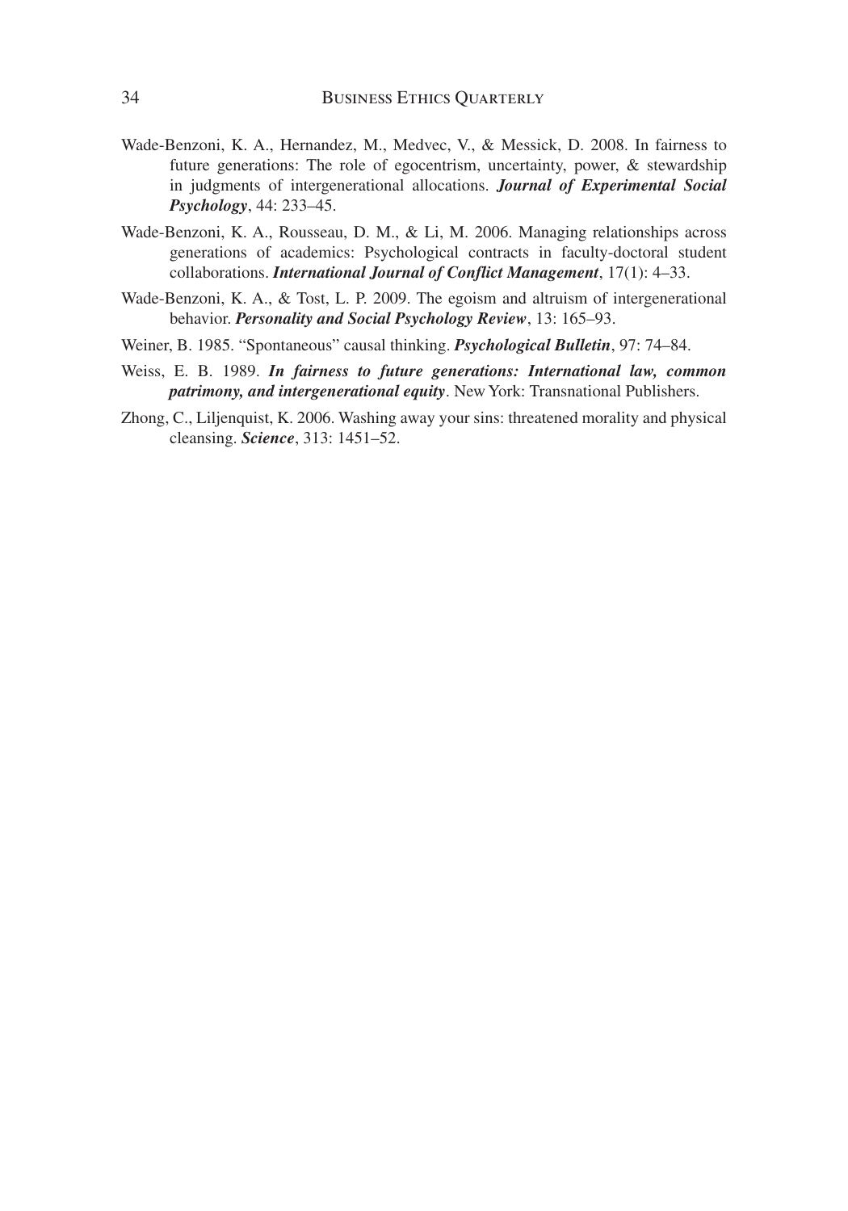Wade-Benzoni, K. A., Hernandez, M., Medvec, V., & Messick, D. 2008. In fairness to future generations: The role of egocentrism, uncertainty, power, & stewardship in judgments of intergenerational allocations. ***Journal of Experimental Social Psychology***, 44: 233–45.

Wade-Benzoni, K. A., Rousseau, D. M., & Li, M. 2006. Managing relationships across generations of academics: Psychological contracts in faculty-doctoral student collaborations. ***International Journal of Conflict Management***, 17(1): 4–33.

Wade-Benzoni, K. A., & Tost, L. P. 2009. The egoism and altruism of intergenerational behavior. ***Personality and Social Psychology Review***, 13: 165–93.

Weiner, B. 1985. "Spontaneous" causal thinking. ***Psychological Bulletin***, 97: 74–84.

Weiss, E. B. 1989. ***In fairness to future generations: International law, common patrimony, and intergenerational equity***. New York: Transnational Publishers.

Zhong, C., Liljenquist, K. 2006. Washing away your sins: threatened morality and physical cleansing. ***Science***, 313: 1451–52.